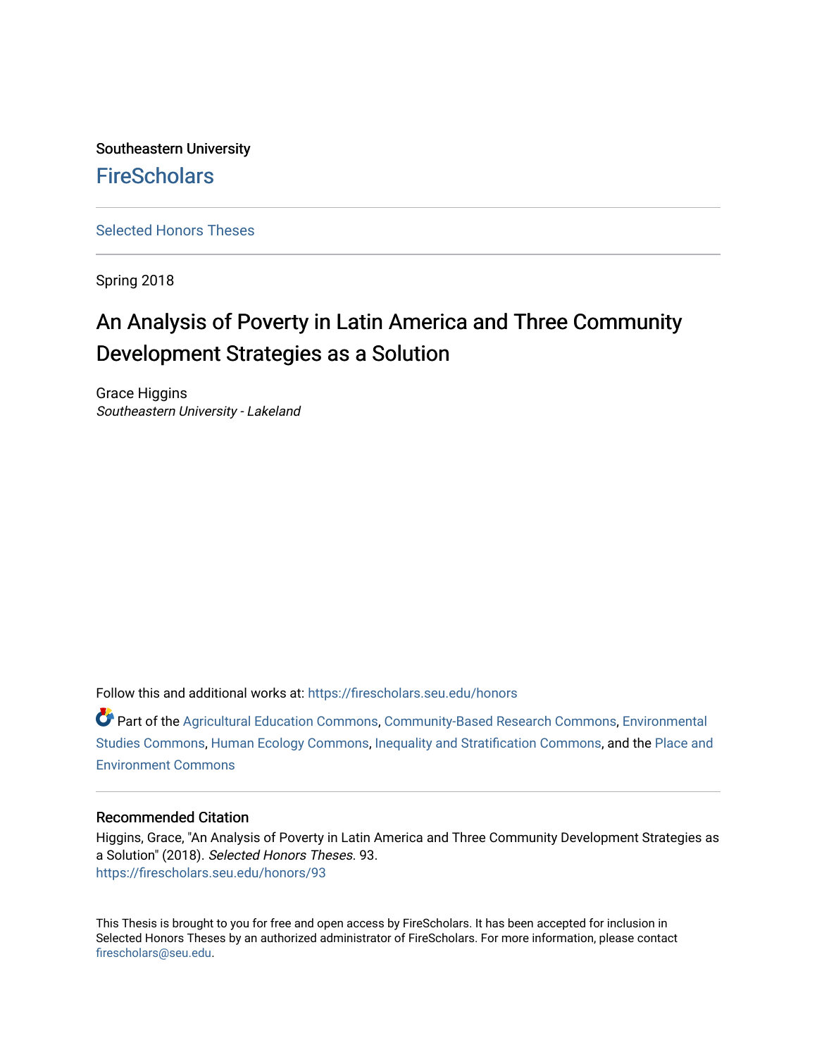Southeastern University

FireScholars

Selected Honors Theses

Spring 2018

# An Analysis of Poverty in Latin America and Three Community Development Strategies as a Solution

Grace Higgins
*Southeastern University - Lakeland*

Follow this and additional works at: https://firescholars.seu.edu/honors

Part of the Agricultural Education Commons, Community-Based Research Commons, Environmental Studies Commons, Human Ecology Commons, Inequality and Stratification Commons, and the Place and Environment Commons

### Recommended Citation

Higgins, Grace, "An Analysis of Poverty in Latin America and Three Community Development Strategies as a Solution" (2018). *Selected Honors Theses*. 93.
https://firescholars.seu.edu/honors/93

This Thesis is brought to you for free and open access by FireScholars. It has been accepted for inclusion in Selected Honors Theses by an authorized administrator of FireScholars. For more information, please contact firescholars@seu.edu.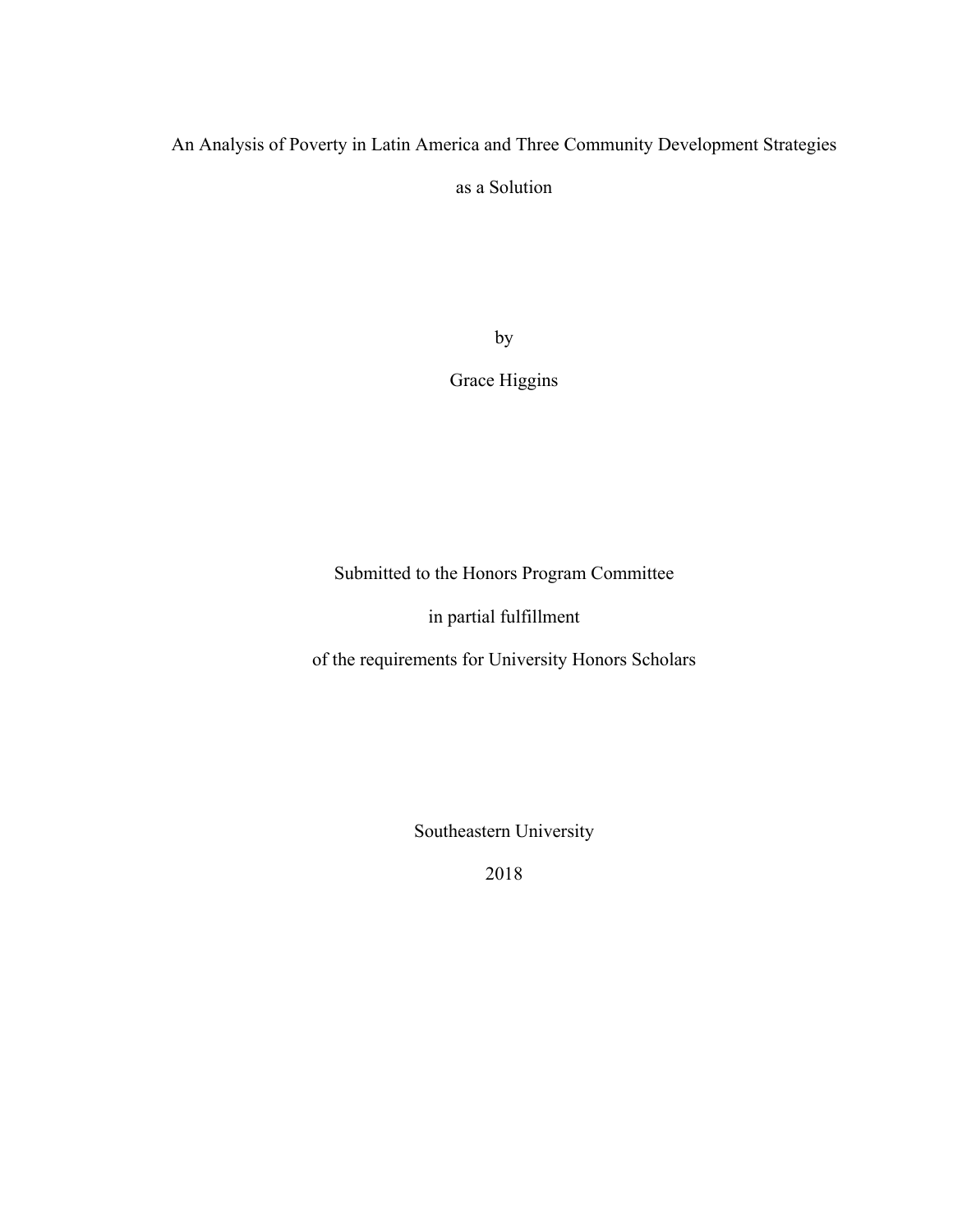# An Analysis of Poverty in Latin America and Three Community Development Strategies as a Solution

by

Grace Higgins

Submitted to the Honors Program Committee

in partial fulfillment

of the requirements for University Honors Scholars

Southeastern University

2018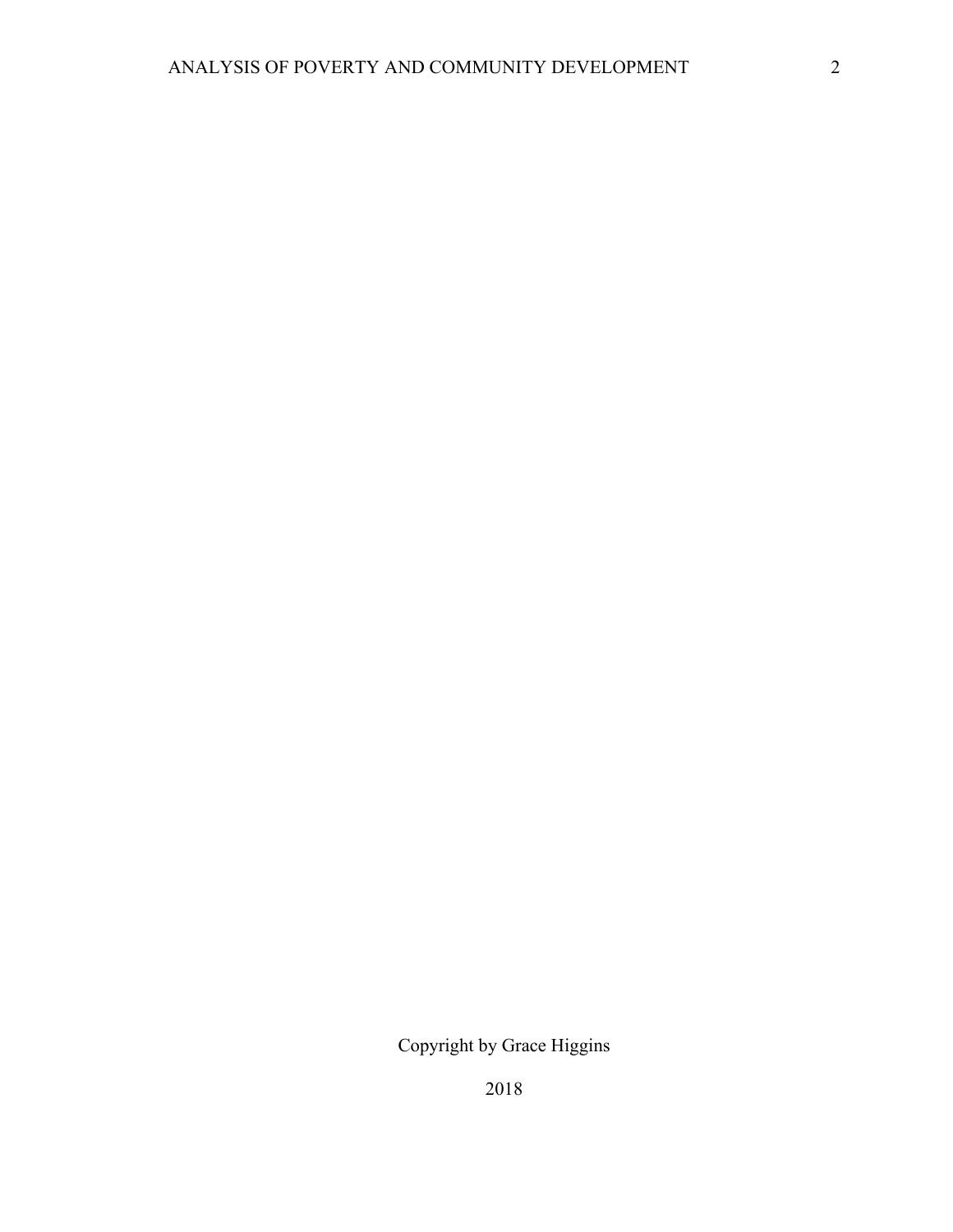Copyright by Grace Higgins

2018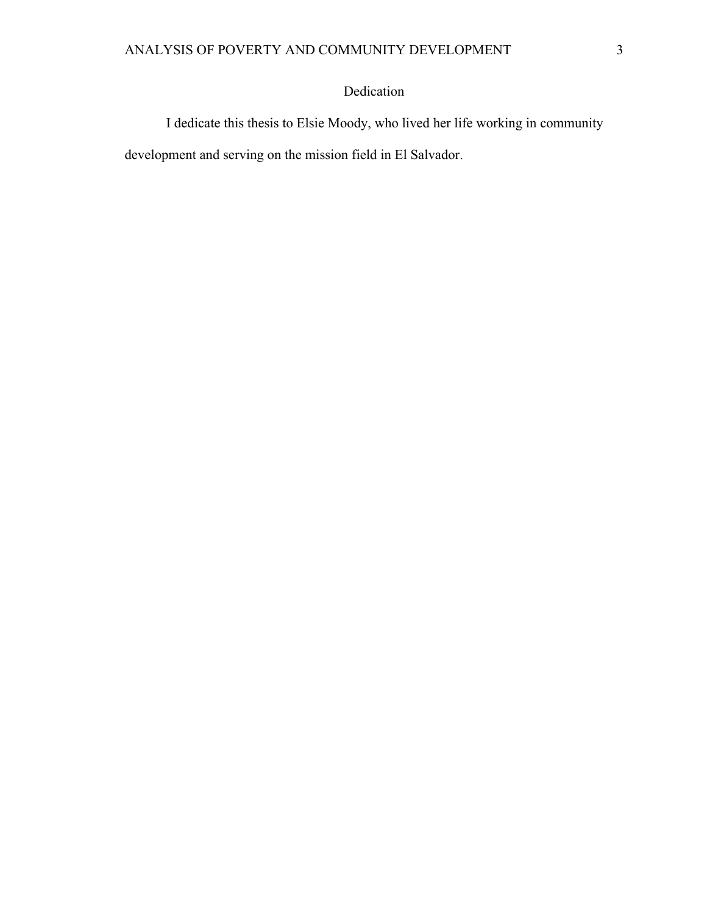## Dedication

I dedicate this thesis to Elsie Moody, who lived her life working in community development and serving on the mission field in El Salvador.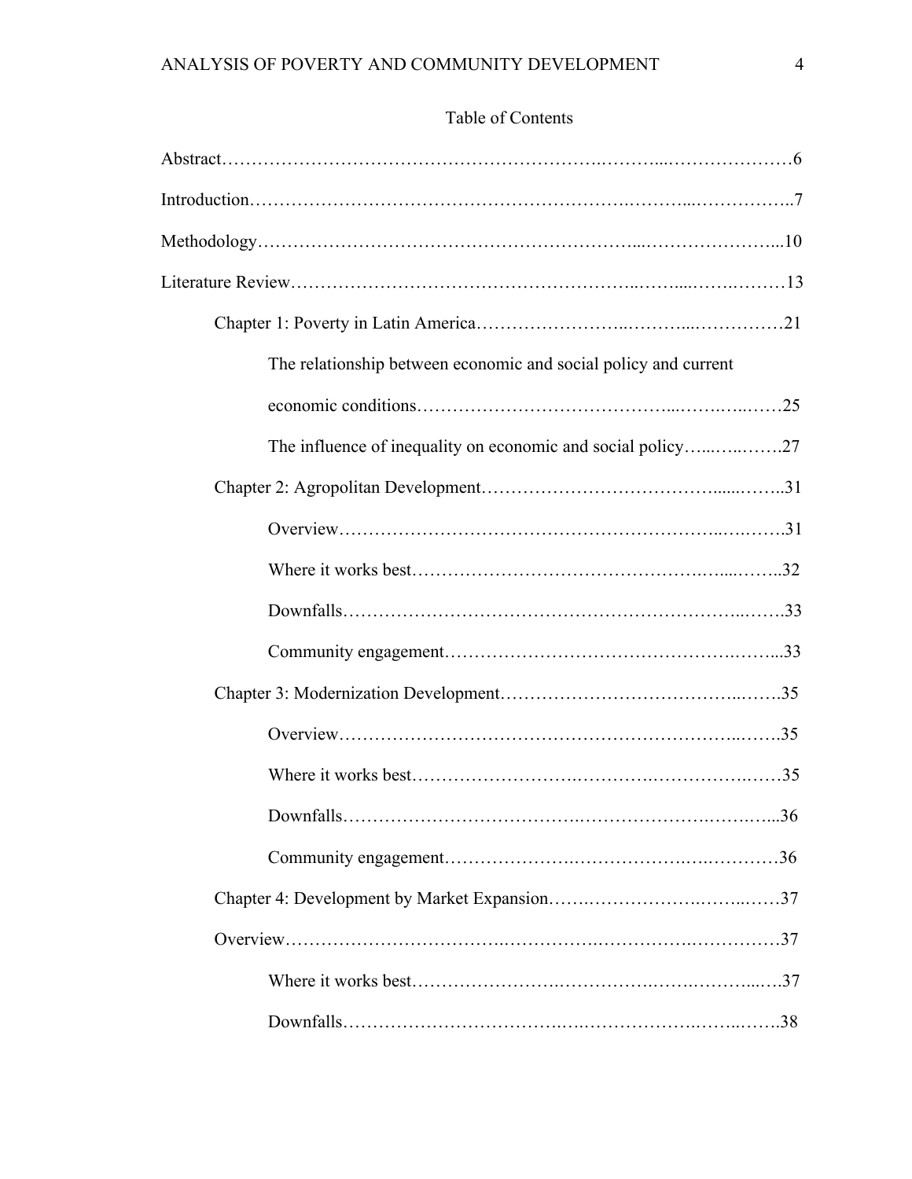Table of Contents

Abstract……………………………………………………………………………6

Introduction………………………………………………………………………7

Methodology………………………………………………………………………10

Literature Review…………………………………………………………………13

Chapter 1: Poverty in Latin America……………………………………………21

The relationship between economic and social policy and current economic conditions……………………………………………………………25

The influence of inequality on economic and social policy…………………27

Chapter 2: Agropolitan Development……………………………………………31

Overview…………………………………………………………………31

Where it works best……………………………………………………32

Downfalls…………………………………………………………………33

Community engagement…………………………………………………33

Chapter 3: Modernization Development…………………………………………35

Overview…………………………………………………………………35

Where it works best……………………………………………………35

Downfalls…………………………………………………………………36

Community engagement…………………………………………………36

Chapter 4: Development by Market Expansion…………………………………37

Overview……………………………………………………………………………37

Where it works best……………………………………………………37

Downfalls…………………………………………………………………38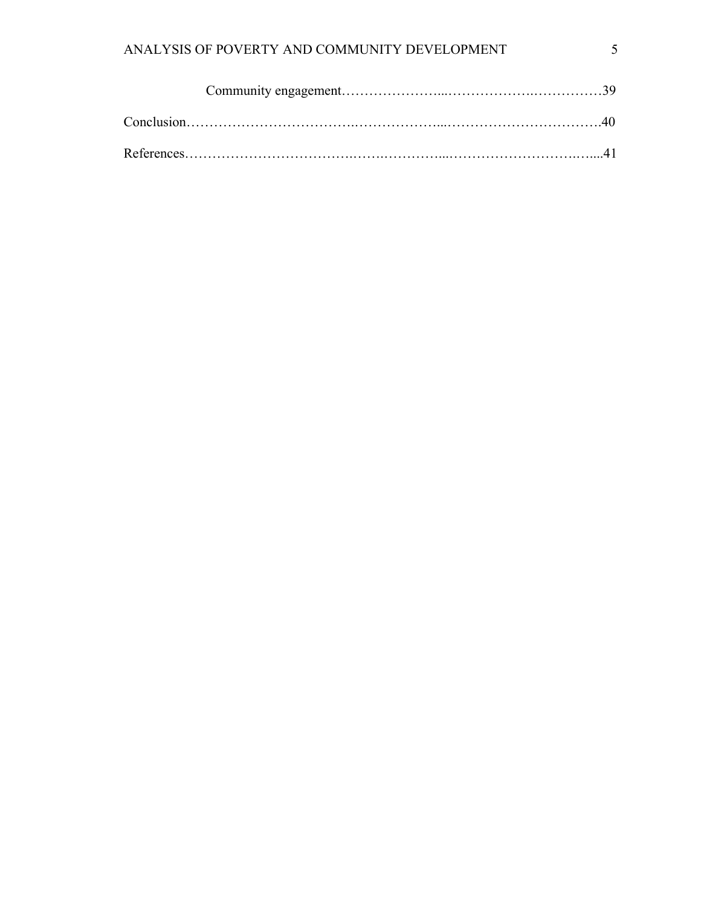Community engagement…………………...……………….……………39

Conclusion……………………………….………………...…………………………….40

References……………………………….…….…………...………………………..…...41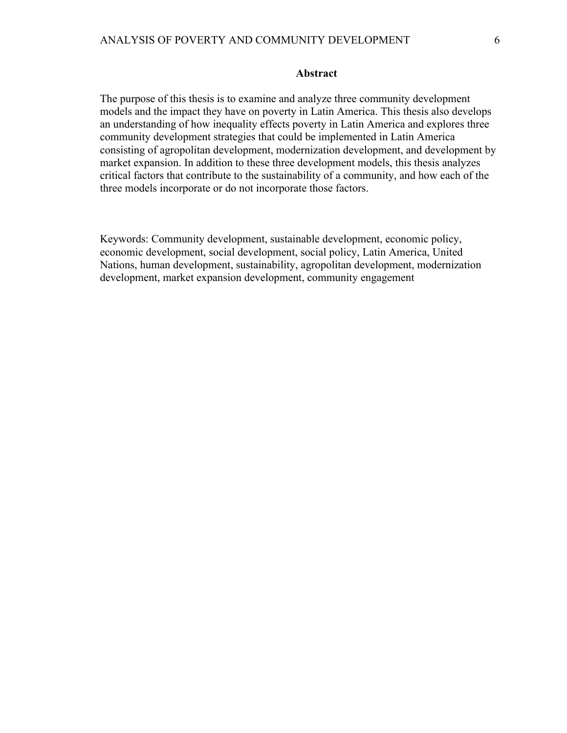## Abstract

The purpose of this thesis is to examine and analyze three community development models and the impact they have on poverty in Latin America. This thesis also develops an understanding of how inequality effects poverty in Latin America and explores three community development strategies that could be implemented in Latin America consisting of agropolitan development, modernization development, and development by market expansion. In addition to these three development models, this thesis analyzes critical factors that contribute to the sustainability of a community, and how each of the three models incorporate or do not incorporate those factors.

Keywords: Community development, sustainable development, economic policy, economic development, social development, social policy, Latin America, United Nations, human development, sustainability, agropolitan development, modernization development, market expansion development, community engagement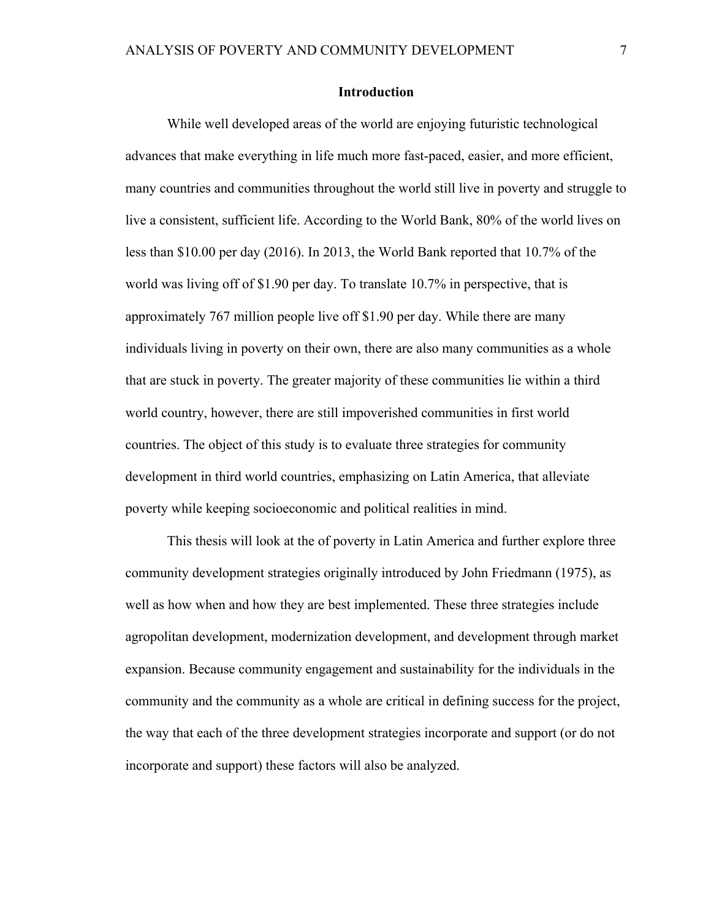## Introduction

While well developed areas of the world are enjoying futuristic technological advances that make everything in life much more fast-paced, easier, and more efficient, many countries and communities throughout the world still live in poverty and struggle to live a consistent, sufficient life. According to the World Bank, 80% of the world lives on less than $10.00 per day (2016). In 2013, the World Bank reported that 10.7% of the world was living off of $1.90 per day. To translate 10.7% in perspective, that is approximately 767 million people live off $1.90 per day. While there are many individuals living in poverty on their own, there are also many communities as a whole that are stuck in poverty. The greater majority of these communities lie within a third world country, however, there are still impoverished communities in first world countries. The object of this study is to evaluate three strategies for community development in third world countries, emphasizing on Latin America, that alleviate poverty while keeping socioeconomic and political realities in mind.

This thesis will look at the of poverty in Latin America and further explore three community development strategies originally introduced by John Friedmann (1975), as well as how when and how they are best implemented. These three strategies include agropolitan development, modernization development, and development through market expansion. Because community engagement and sustainability for the individuals in the community and the community as a whole are critical in defining success for the project, the way that each of the three development strategies incorporate and support (or do not incorporate and support) these factors will also be analyzed.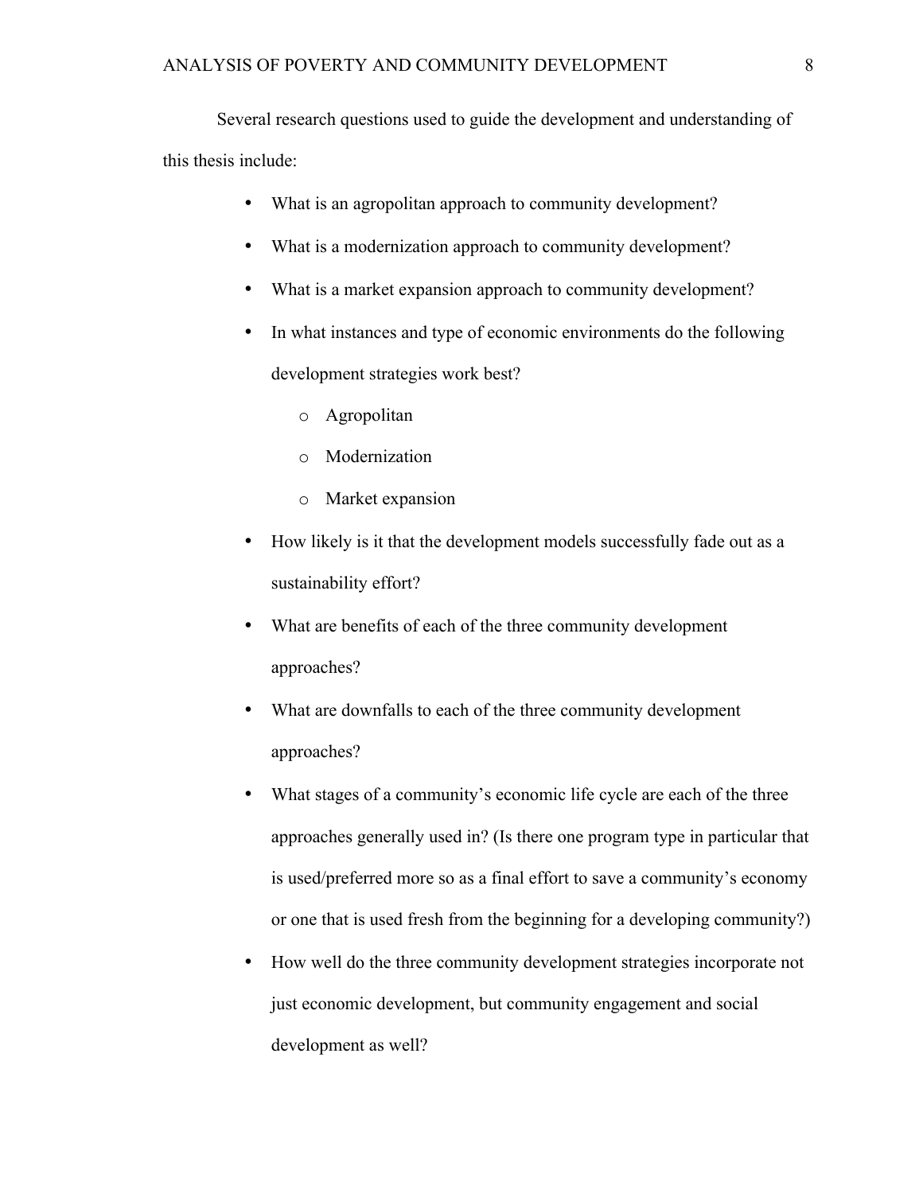Several research questions used to guide the development and understanding of this thesis include:

- What is an agropolitan approach to community development?
- What is a modernization approach to community development?
- What is a market expansion approach to community development?
- In what instances and type of economic environments do the following development strategies work best?
  - Agropolitan
  - Modernization
  - Market expansion
- How likely is it that the development models successfully fade out as a sustainability effort?
- What are benefits of each of the three community development approaches?
- What are downfalls to each of the three community development approaches?
- What stages of a community's economic life cycle are each of the three approaches generally used in? (Is there one program type in particular that is used/preferred more so as a final effort to save a community's economy or one that is used fresh from the beginning for a developing community?)
- How well do the three community development strategies incorporate not just economic development, but community engagement and social development as well?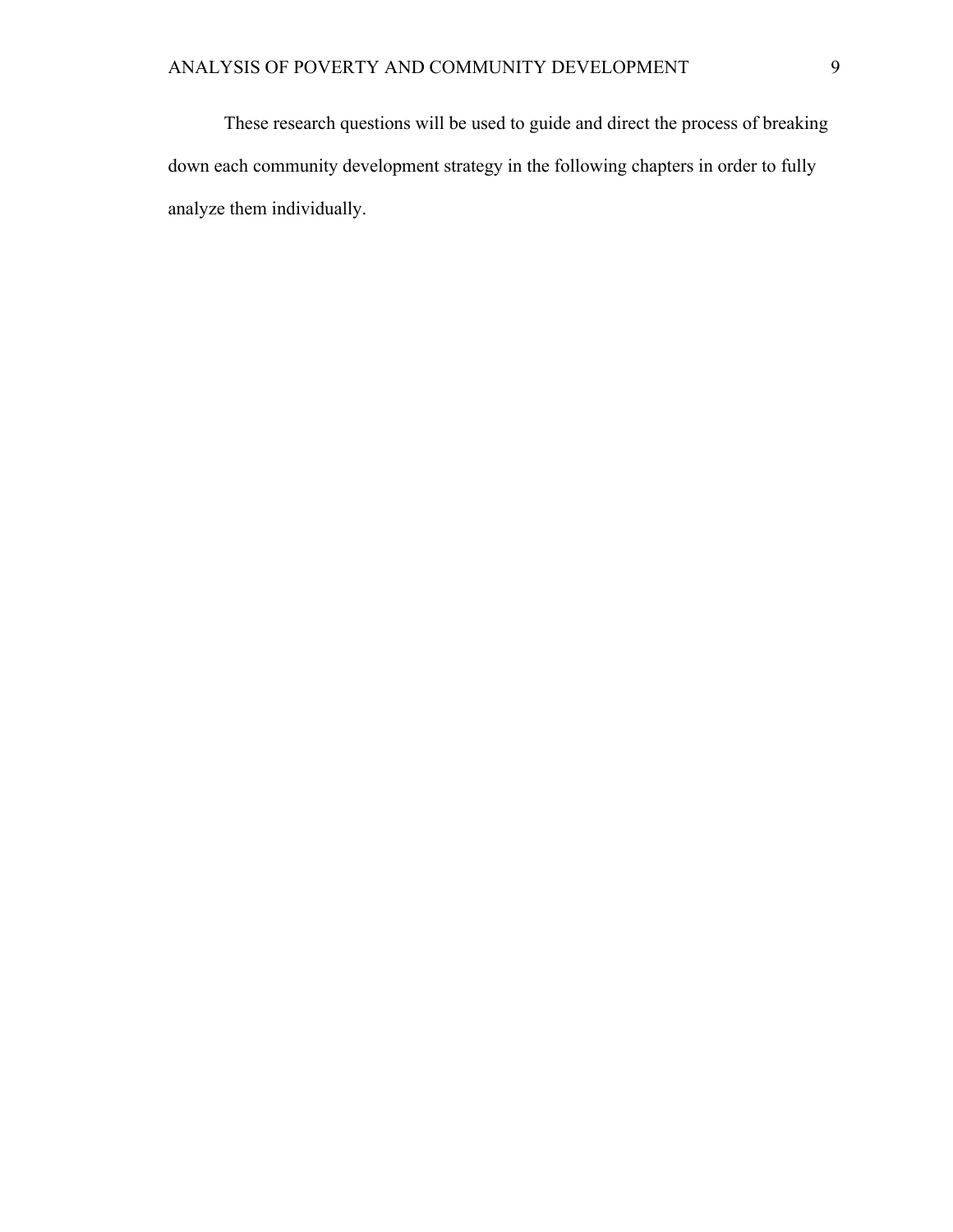These research questions will be used to guide and direct the process of breaking down each community development strategy in the following chapters in order to fully analyze them individually.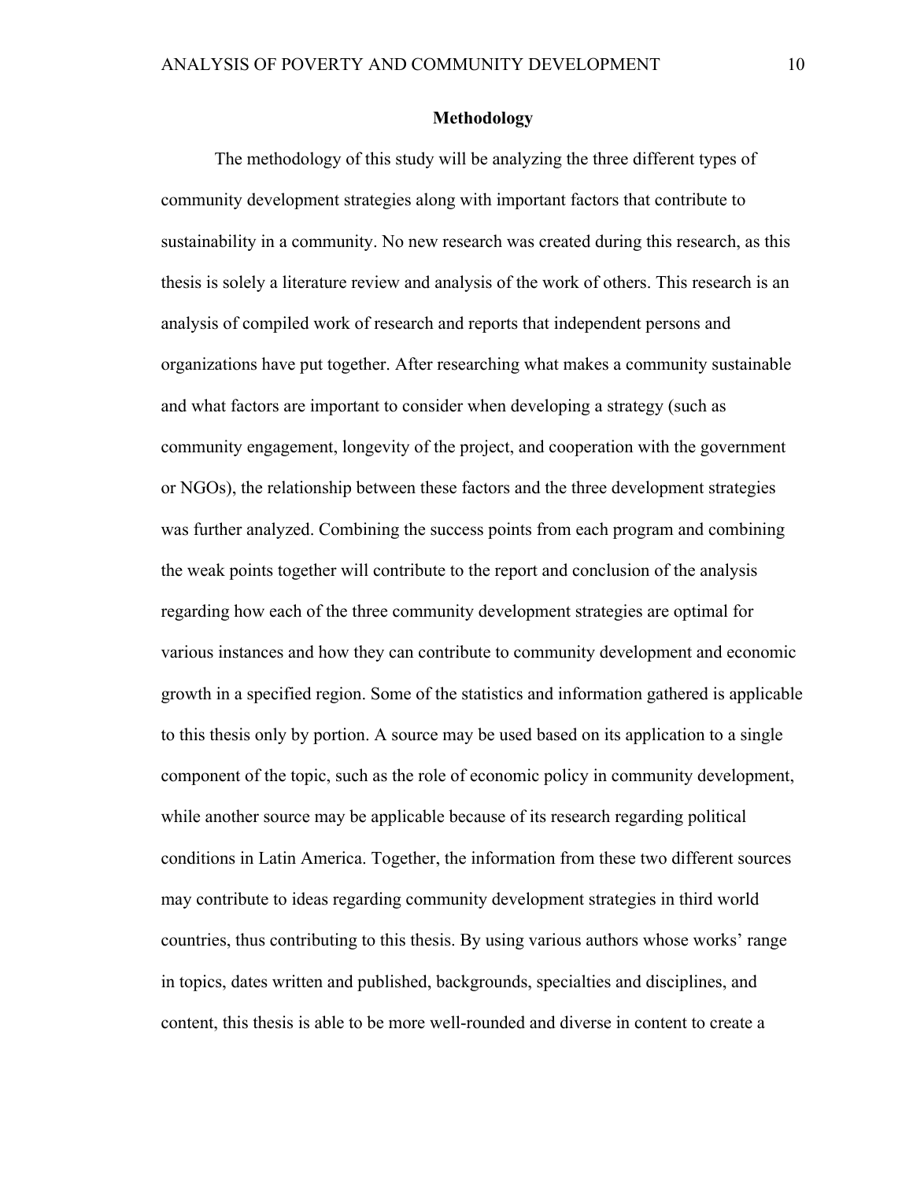## Methodology

The methodology of this study will be analyzing the three different types of community development strategies along with important factors that contribute to sustainability in a community. No new research was created during this research, as this thesis is solely a literature review and analysis of the work of others. This research is an analysis of compiled work of research and reports that independent persons and organizations have put together. After researching what makes a community sustainable and what factors are important to consider when developing a strategy (such as community engagement, longevity of the project, and cooperation with the government or NGOs), the relationship between these factors and the three development strategies was further analyzed. Combining the success points from each program and combining the weak points together will contribute to the report and conclusion of the analysis regarding how each of the three community development strategies are optimal for various instances and how they can contribute to community development and economic growth in a specified region. Some of the statistics and information gathered is applicable to this thesis only by portion. A source may be used based on its application to a single component of the topic, such as the role of economic policy in community development, while another source may be applicable because of its research regarding political conditions in Latin America. Together, the information from these two different sources may contribute to ideas regarding community development strategies in third world countries, thus contributing to this thesis. By using various authors whose works' range in topics, dates written and published, backgrounds, specialties and disciplines, and content, this thesis is able to be more well-rounded and diverse in content to create a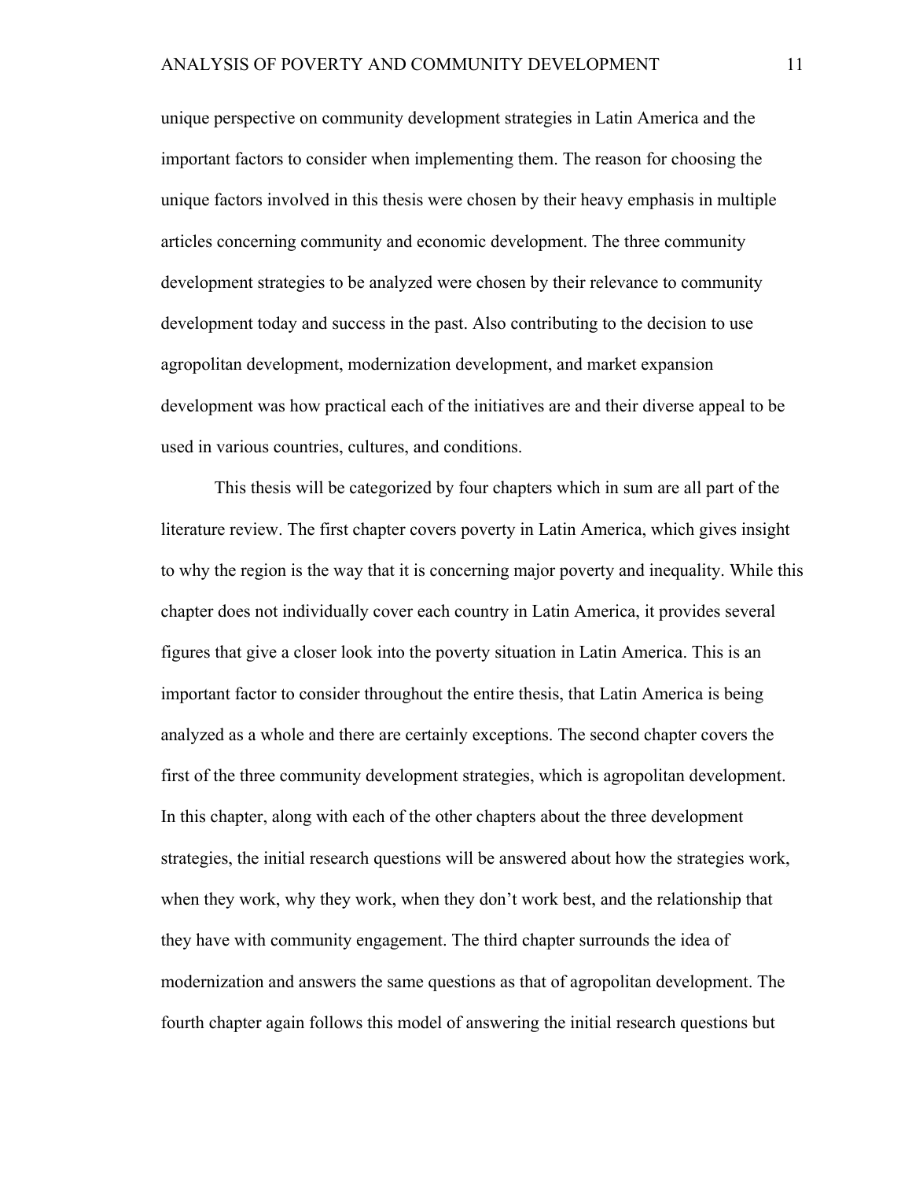unique perspective on community development strategies in Latin America and the important factors to consider when implementing them. The reason for choosing the unique factors involved in this thesis were chosen by their heavy emphasis in multiple articles concerning community and economic development. The three community development strategies to be analyzed were chosen by their relevance to community development today and success in the past. Also contributing to the decision to use agropolitan development, modernization development, and market expansion development was how practical each of the initiatives are and their diverse appeal to be used in various countries, cultures, and conditions.

This thesis will be categorized by four chapters which in sum are all part of the literature review. The first chapter covers poverty in Latin America, which gives insight to why the region is the way that it is concerning major poverty and inequality. While this chapter does not individually cover each country in Latin America, it provides several figures that give a closer look into the poverty situation in Latin America. This is an important factor to consider throughout the entire thesis, that Latin America is being analyzed as a whole and there are certainly exceptions. The second chapter covers the first of the three community development strategies, which is agropolitan development. In this chapter, along with each of the other chapters about the three development strategies, the initial research questions will be answered about how the strategies work, when they work, why they work, when they don't work best, and the relationship that they have with community engagement. The third chapter surrounds the idea of modernization and answers the same questions as that of agropolitan development. The fourth chapter again follows this model of answering the initial research questions but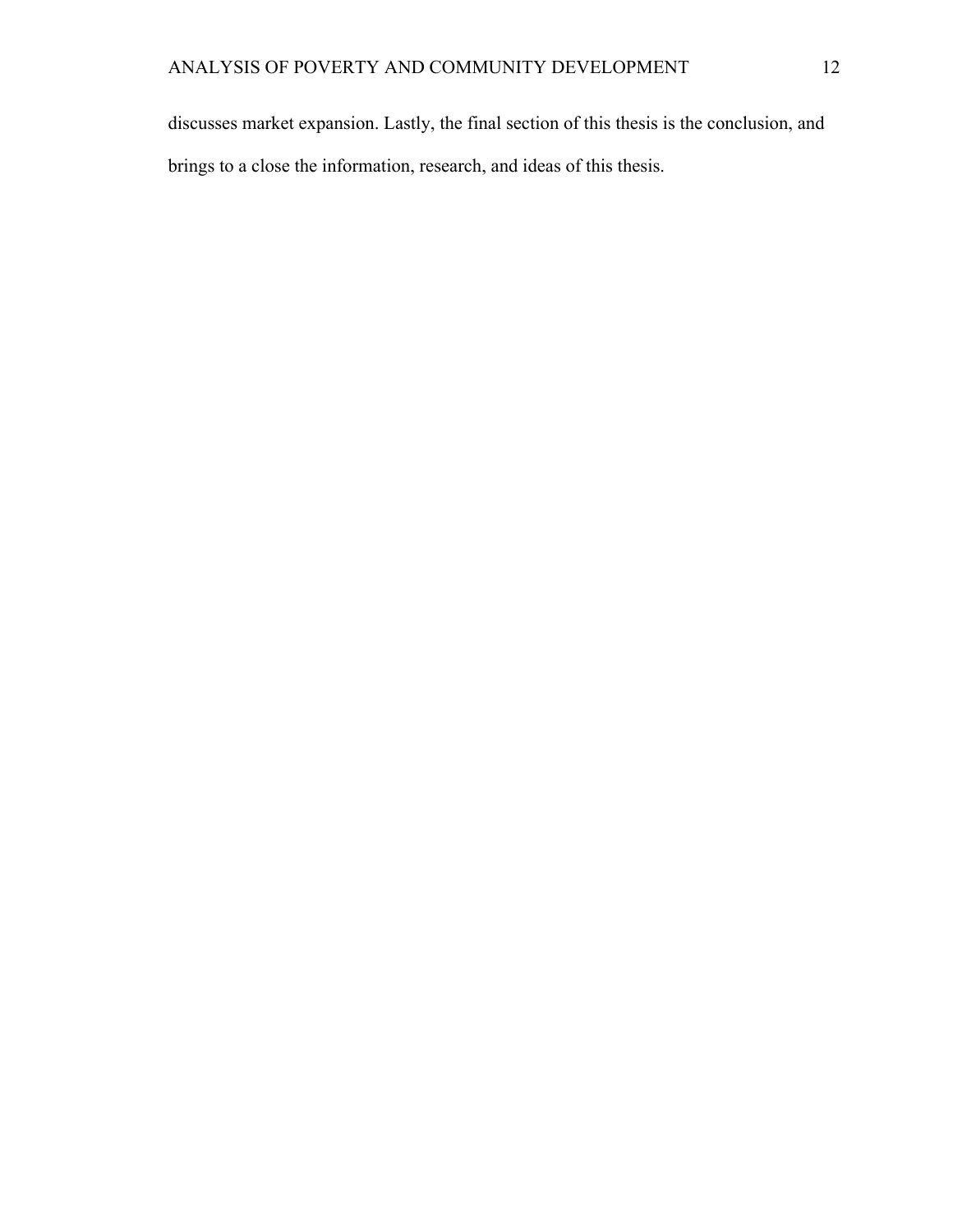discusses market expansion. Lastly, the final section of this thesis is the conclusion, and brings to a close the information, research, and ideas of this thesis.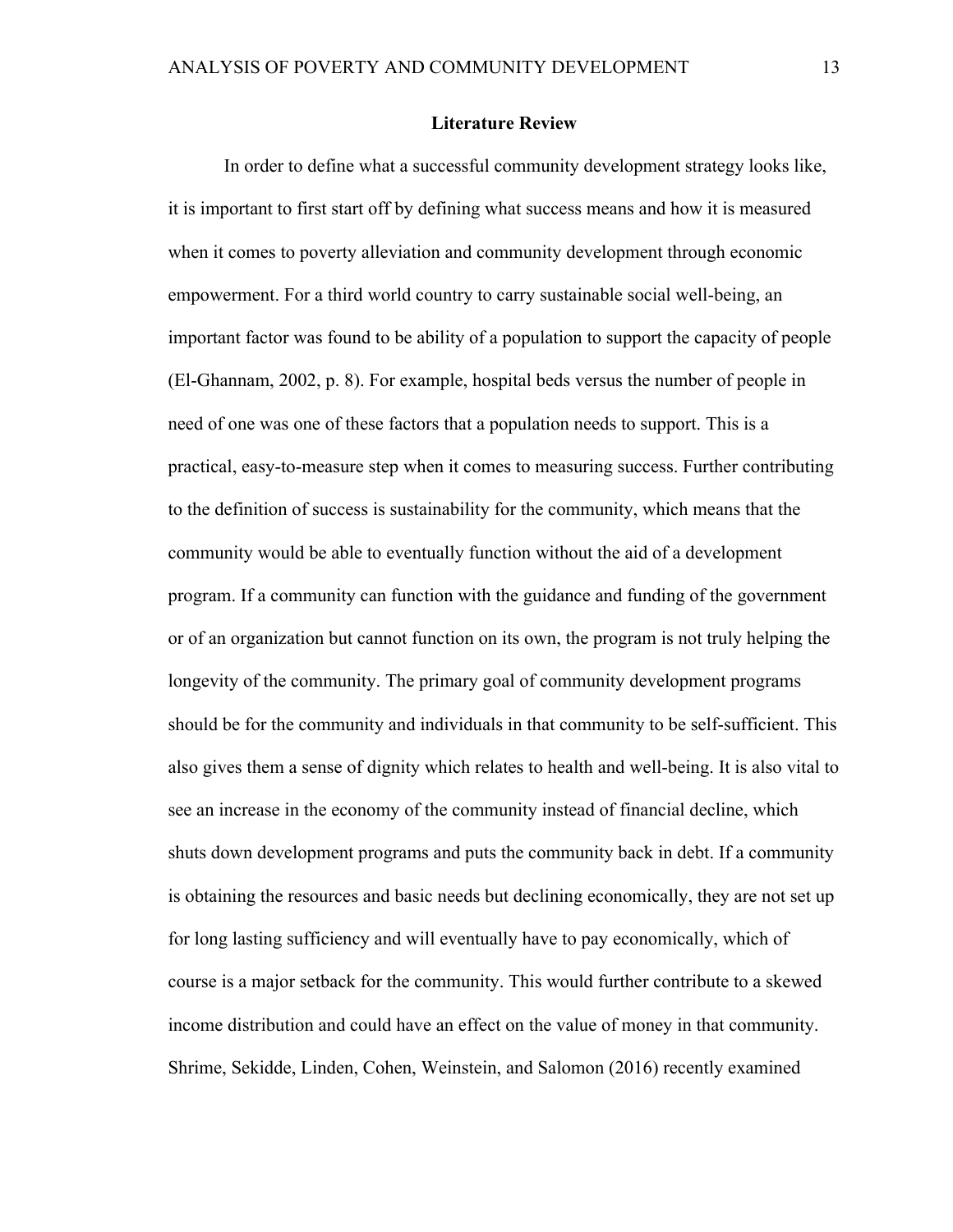## Literature Review

In order to define what a successful community development strategy looks like, it is important to first start off by defining what success means and how it is measured when it comes to poverty alleviation and community development through economic empowerment. For a third world country to carry sustainable social well-being, an important factor was found to be ability of a population to support the capacity of people (El-Ghannam, 2002, p. 8). For example, hospital beds versus the number of people in need of one was one of these factors that a population needs to support. This is a practical, easy-to-measure step when it comes to measuring success. Further contributing to the definition of success is sustainability for the community, which means that the community would be able to eventually function without the aid of a development program. If a community can function with the guidance and funding of the government or of an organization but cannot function on its own, the program is not truly helping the longevity of the community. The primary goal of community development programs should be for the community and individuals in that community to be self-sufficient. This also gives them a sense of dignity which relates to health and well-being. It is also vital to see an increase in the economy of the community instead of financial decline, which shuts down development programs and puts the community back in debt. If a community is obtaining the resources and basic needs but declining economically, they are not set up for long lasting sufficiency and will eventually have to pay economically, which of course is a major setback for the community. This would further contribute to a skewed income distribution and could have an effect on the value of money in that community. Shrime, Sekidde, Linden, Cohen, Weinstein, and Salomon (2016) recently examined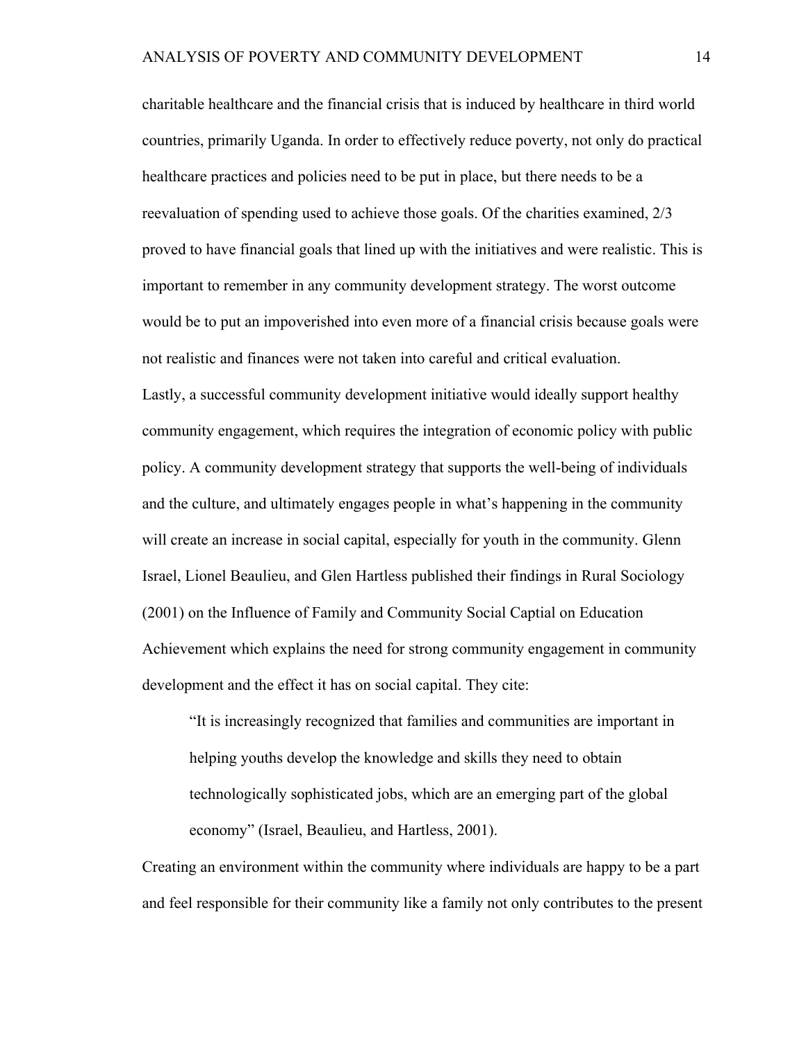charitable healthcare and the financial crisis that is induced by healthcare in third world countries, primarily Uganda. In order to effectively reduce poverty, not only do practical healthcare practices and policies need to be put in place, but there needs to be a reevaluation of spending used to achieve those goals. Of the charities examined, 2/3 proved to have financial goals that lined up with the initiatives and were realistic. This is important to remember in any community development strategy. The worst outcome would be to put an impoverished into even more of a financial crisis because goals were not realistic and finances were not taken into careful and critical evaluation.

Lastly, a successful community development initiative would ideally support healthy community engagement, which requires the integration of economic policy with public policy. A community development strategy that supports the well-being of individuals and the culture, and ultimately engages people in what's happening in the community will create an increase in social capital, especially for youth in the community. Glenn Israel, Lionel Beaulieu, and Glen Hartless published their findings in Rural Sociology (2001) on the Influence of Family and Community Social Captial on Education Achievement which explains the need for strong community engagement in community development and the effect it has on social capital. They cite:

> "It is increasingly recognized that families and communities are important in helping youths develop the knowledge and skills they need to obtain technologically sophisticated jobs, which are an emerging part of the global economy" (Israel, Beaulieu, and Hartless, 2001).

Creating an environment within the community where individuals are happy to be a part and feel responsible for their community like a family not only contributes to the present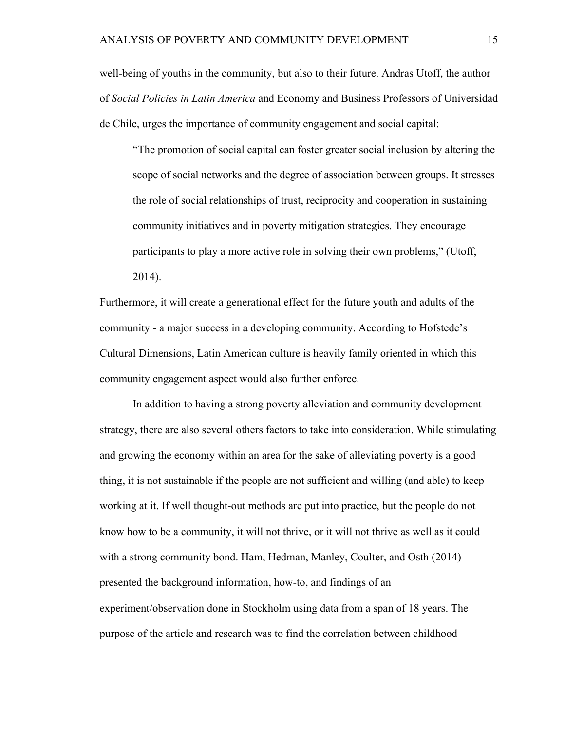well-being of youths in the community, but also to their future. Andras Utoff, the author of *Social Policies in Latin America* and Economy and Business Professors of Universidad de Chile, urges the importance of community engagement and social capital:

> "The promotion of social capital can foster greater social inclusion by altering the scope of social networks and the degree of association between groups. It stresses the role of social relationships of trust, reciprocity and cooperation in sustaining community initiatives and in poverty mitigation strategies. They encourage participants to play a more active role in solving their own problems," (Utoff, 2014).

Furthermore, it will create a generational effect for the future youth and adults of the community - a major success in a developing community. According to Hofstede's Cultural Dimensions, Latin American culture is heavily family oriented in which this community engagement aspect would also further enforce.

In addition to having a strong poverty alleviation and community development strategy, there are also several others factors to take into consideration. While stimulating and growing the economy within an area for the sake of alleviating poverty is a good thing, it is not sustainable if the people are not sufficient and willing (and able) to keep working at it. If well thought-out methods are put into practice, but the people do not know how to be a community, it will not thrive, or it will not thrive as well as it could with a strong community bond. Ham, Hedman, Manley, Coulter, and Osth (2014) presented the background information, how-to, and findings of an experiment/observation done in Stockholm using data from a span of 18 years. The purpose of the article and research was to find the correlation between childhood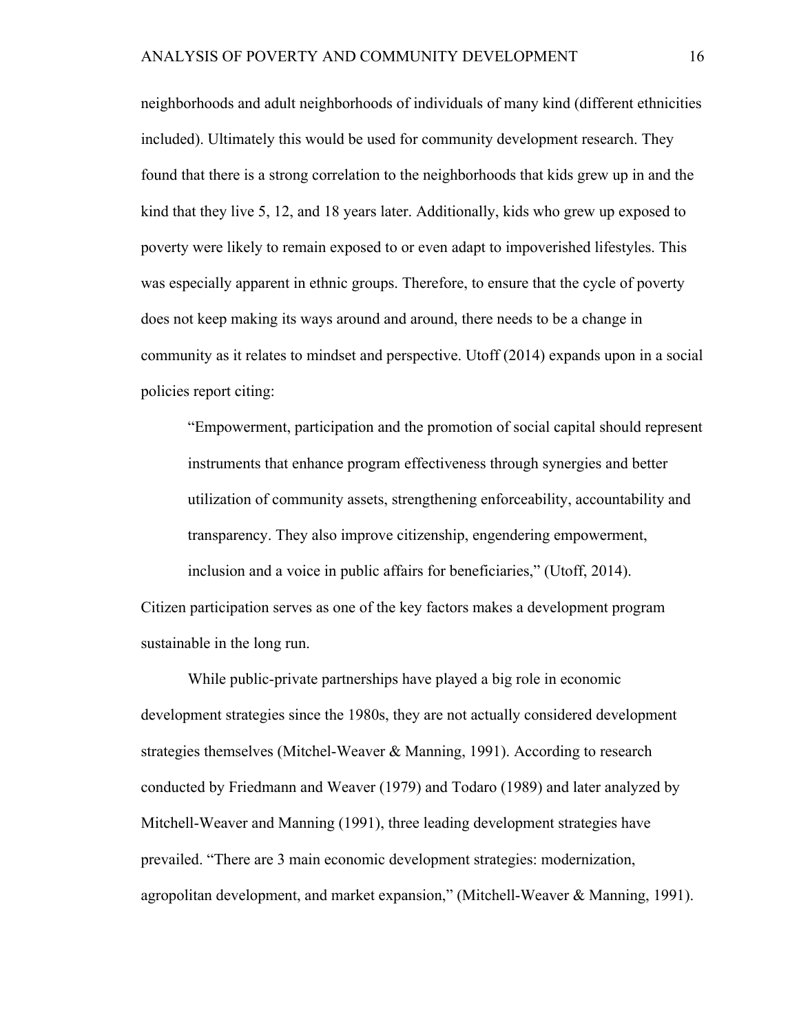neighborhoods and adult neighborhoods of individuals of many kind (different ethnicities included). Ultimately this would be used for community development research. They found that there is a strong correlation to the neighborhoods that kids grew up in and the kind that they live 5, 12, and 18 years later. Additionally, kids who grew up exposed to poverty were likely to remain exposed to or even adapt to impoverished lifestyles. This was especially apparent in ethnic groups. Therefore, to ensure that the cycle of poverty does not keep making its ways around and around, there needs to be a change in community as it relates to mindset and perspective. Utoff (2014) expands upon in a social policies report citing:

> "Empowerment, participation and the promotion of social capital should represent instruments that enhance program effectiveness through synergies and better utilization of community assets, strengthening enforceability, accountability and transparency. They also improve citizenship, engendering empowerment, inclusion and a voice in public affairs for beneficiaries," (Utoff, 2014).

Citizen participation serves as one of the key factors makes a development program sustainable in the long run.

While public-private partnerships have played a big role in economic development strategies since the 1980s, they are not actually considered development strategies themselves (Mitchel-Weaver & Manning, 1991). According to research conducted by Friedmann and Weaver (1979) and Todaro (1989) and later analyzed by Mitchell-Weaver and Manning (1991), three leading development strategies have prevailed. "There are 3 main economic development strategies: modernization, agropolitan development, and market expansion," (Mitchell-Weaver & Manning, 1991).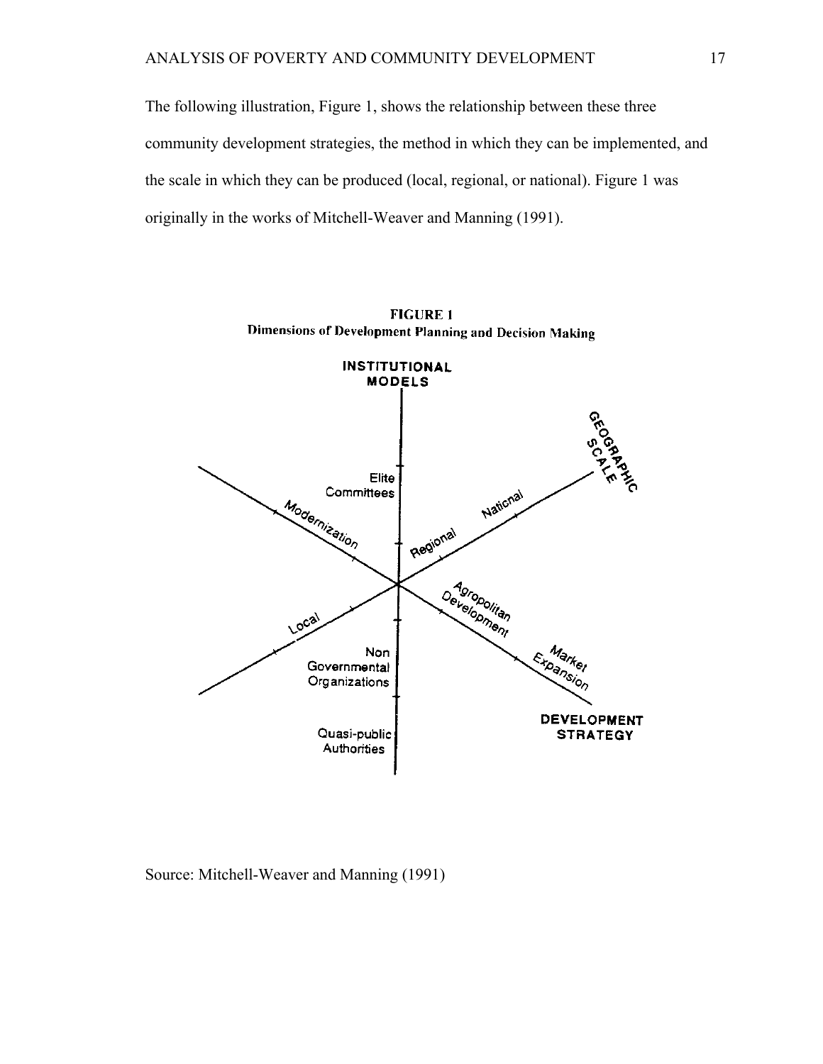The following illustration, Figure 1, shows the relationship between these three community development strategies, the method in which they can be implemented, and the scale in which they can be produced (local, regional, or national). Figure 1 was originally in the works of Mitchell-Weaver and Manning (1991).

**FIGURE 1**
**Dimensions of Development Planning and Decision Making**

INSTITUTIONAL MODELS

GEOGRAPHIC SCALE

Elite Committees

Modernization

National

Regional

Agropolitan Development

Local

Non Governmental Organizations

Market Expansion

DEVELOPMENT STRATEGY

Quasi-public Authorities

Source: Mitchell-Weaver and Manning (1991)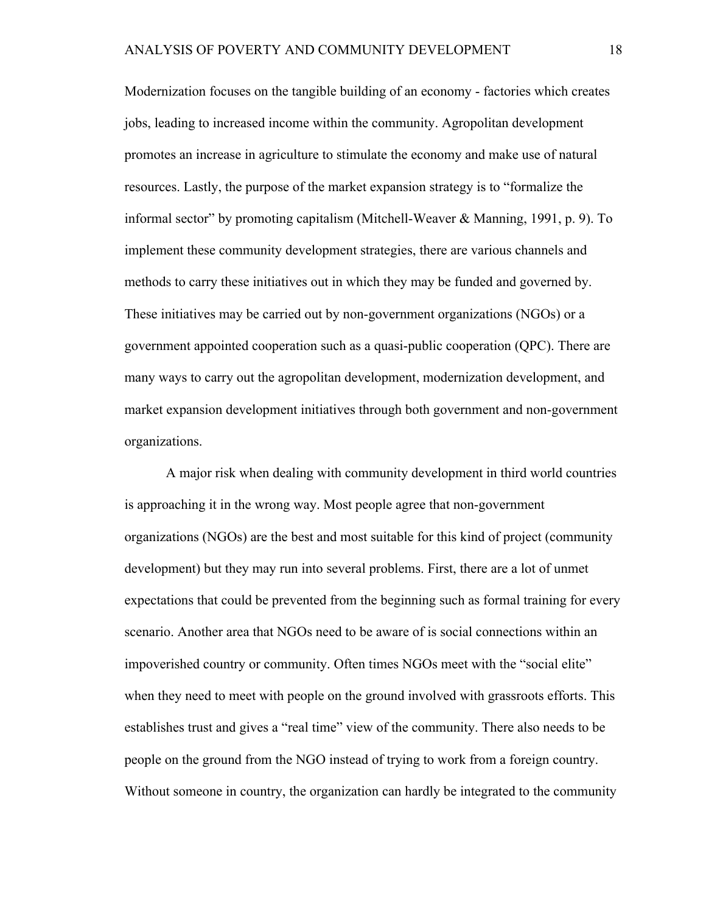Modernization focuses on the tangible building of an economy - factories which creates jobs, leading to increased income within the community. Agropolitan development promotes an increase in agriculture to stimulate the economy and make use of natural resources. Lastly, the purpose of the market expansion strategy is to "formalize the informal sector" by promoting capitalism (Mitchell-Weaver & Manning, 1991, p. 9). To implement these community development strategies, there are various channels and methods to carry these initiatives out in which they may be funded and governed by. These initiatives may be carried out by non-government organizations (NGOs) or a government appointed cooperation such as a quasi-public cooperation (QPC). There are many ways to carry out the agropolitan development, modernization development, and market expansion development initiatives through both government and non-government organizations.

A major risk when dealing with community development in third world countries is approaching it in the wrong way. Most people agree that non-government organizations (NGOs) are the best and most suitable for this kind of project (community development) but they may run into several problems. First, there are a lot of unmet expectations that could be prevented from the beginning such as formal training for every scenario. Another area that NGOs need to be aware of is social connections within an impoverished country or community. Often times NGOs meet with the "social elite" when they need to meet with people on the ground involved with grassroots efforts. This establishes trust and gives a "real time" view of the community. There also needs to be people on the ground from the NGO instead of trying to work from a foreign country. Without someone in country, the organization can hardly be integrated to the community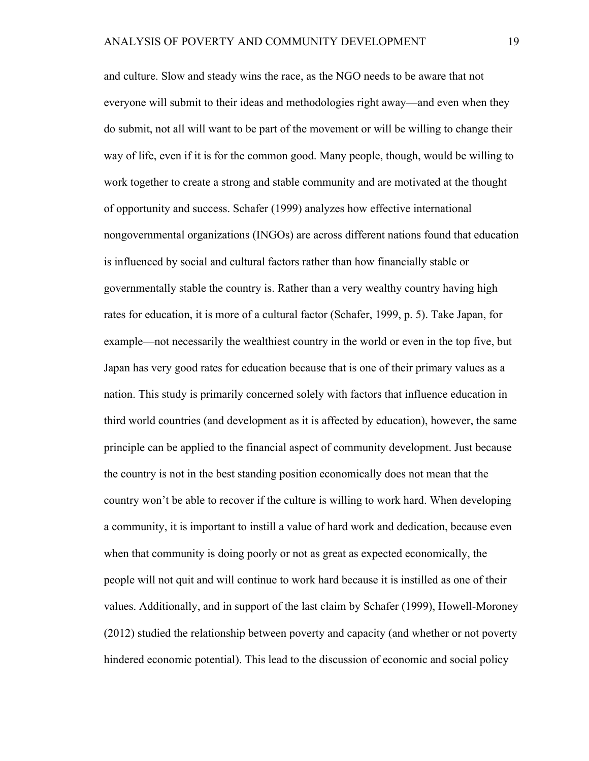and culture. Slow and steady wins the race, as the NGO needs to be aware that not everyone will submit to their ideas and methodologies right away—and even when they do submit, not all will want to be part of the movement or will be willing to change their way of life, even if it is for the common good. Many people, though, would be willing to work together to create a strong and stable community and are motivated at the thought of opportunity and success. Schafer (1999) analyzes how effective international nongovernmental organizations (INGOs) are across different nations found that education is influenced by social and cultural factors rather than how financially stable or governmentally stable the country is. Rather than a very wealthy country having high rates for education, it is more of a cultural factor (Schafer, 1999, p. 5). Take Japan, for example—not necessarily the wealthiest country in the world or even in the top five, but Japan has very good rates for education because that is one of their primary values as a nation. This study is primarily concerned solely with factors that influence education in third world countries (and development as it is affected by education), however, the same principle can be applied to the financial aspect of community development. Just because the country is not in the best standing position economically does not mean that the country won't be able to recover if the culture is willing to work hard. When developing a community, it is important to instill a value of hard work and dedication, because even when that community is doing poorly or not as great as expected economically, the people will not quit and will continue to work hard because it is instilled as one of their values. Additionally, and in support of the last claim by Schafer (1999), Howell-Moroney (2012) studied the relationship between poverty and capacity (and whether or not poverty hindered economic potential). This lead to the discussion of economic and social policy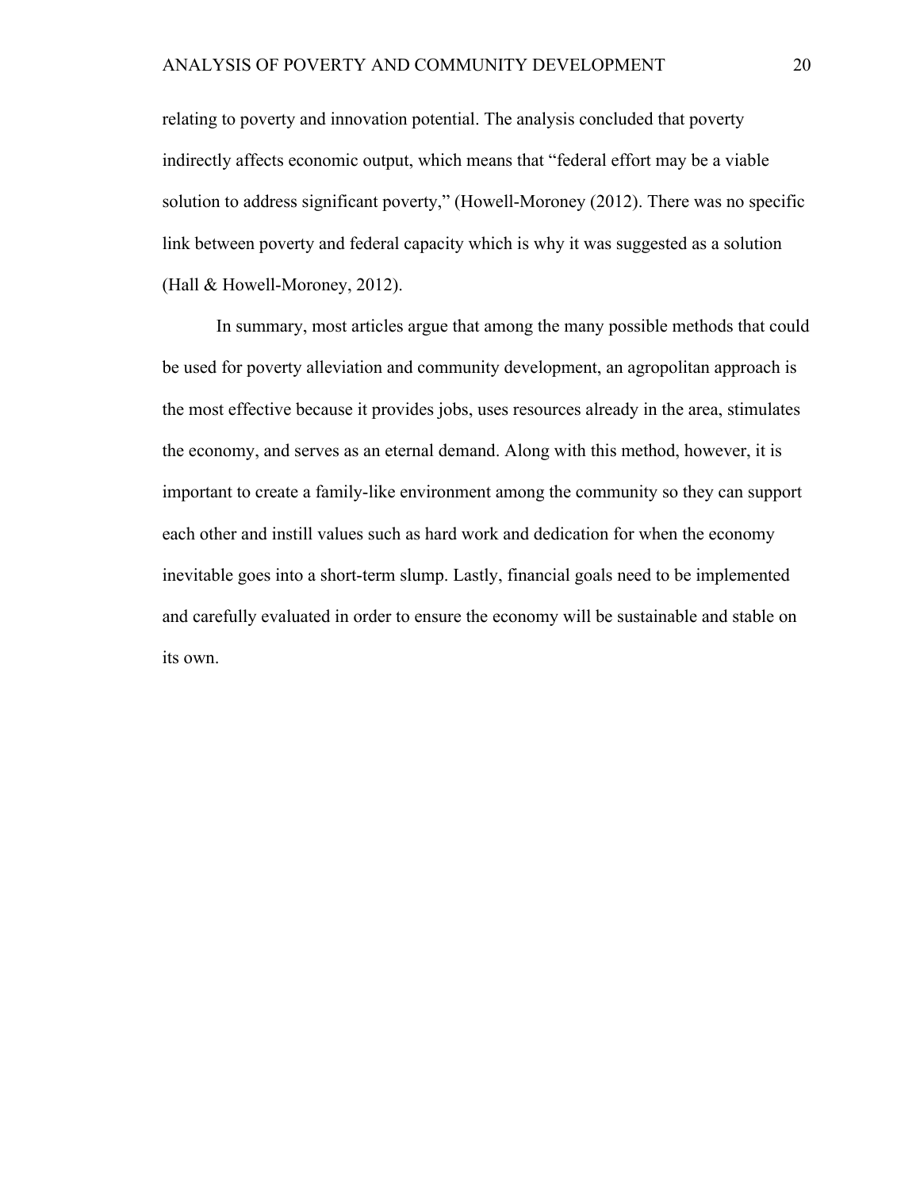relating to poverty and innovation potential. The analysis concluded that poverty indirectly affects economic output, which means that "federal effort may be a viable solution to address significant poverty," (Howell-Moroney (2012). There was no specific link between poverty and federal capacity which is why it was suggested as a solution (Hall & Howell-Moroney, 2012).

In summary, most articles argue that among the many possible methods that could be used for poverty alleviation and community development, an agropolitan approach is the most effective because it provides jobs, uses resources already in the area, stimulates the economy, and serves as an eternal demand. Along with this method, however, it is important to create a family-like environment among the community so they can support each other and instill values such as hard work and dedication for when the economy inevitable goes into a short-term slump. Lastly, financial goals need to be implemented and carefully evaluated in order to ensure the economy will be sustainable and stable on its own.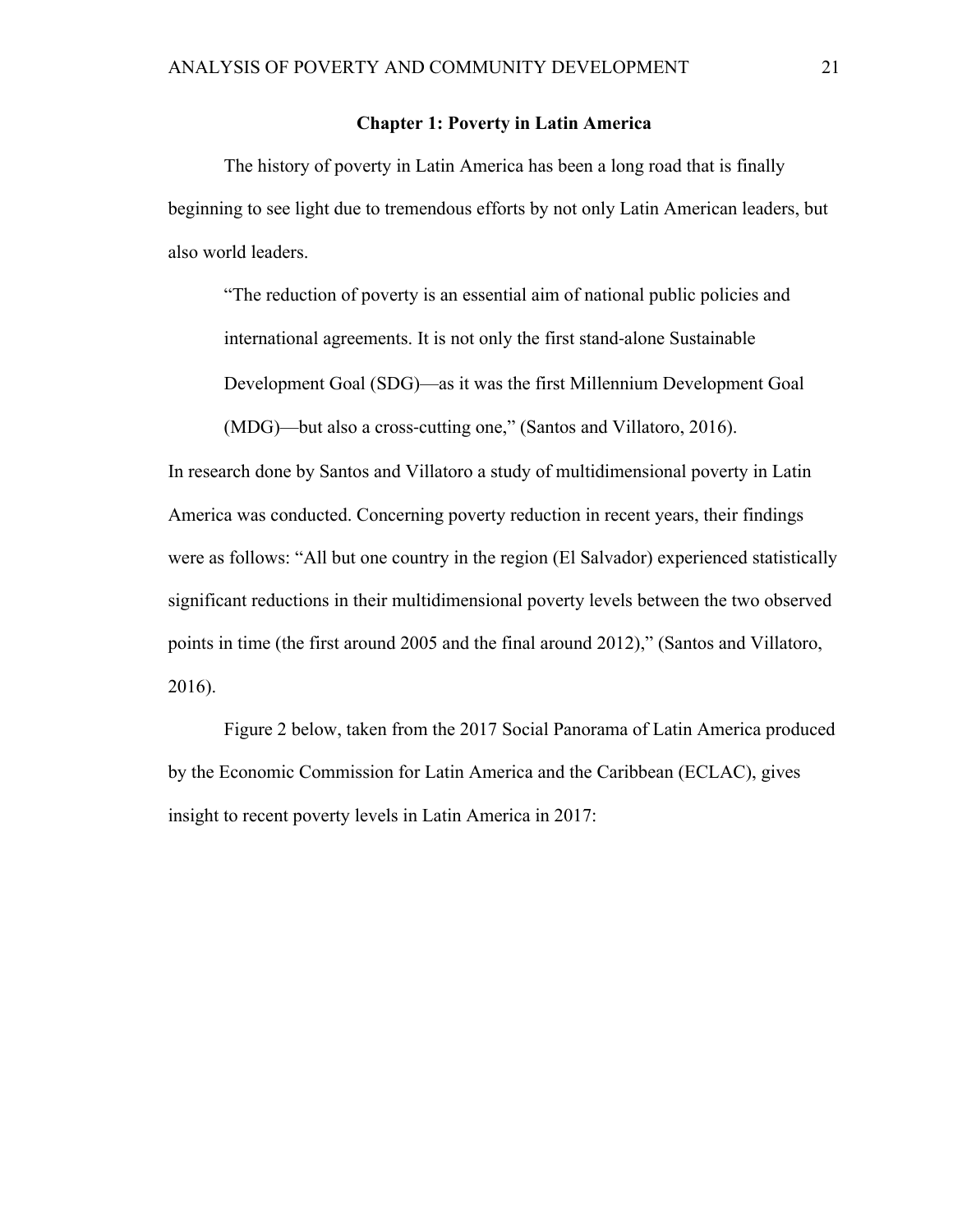# Chapter 1: Poverty in Latin America

The history of poverty in Latin America has been a long road that is finally beginning to see light due to tremendous efforts by not only Latin American leaders, but also world leaders.

> "The reduction of poverty is an essential aim of national public policies and international agreements. It is not only the first stand-alone Sustainable Development Goal (SDG)—as it was the first Millennium Development Goal (MDG)—but also a cross-cutting one," (Santos and Villatoro, 2016).

In research done by Santos and Villatoro a study of multidimensional poverty in Latin America was conducted. Concerning poverty reduction in recent years, their findings were as follows: "All but one country in the region (El Salvador) experienced statistically significant reductions in their multidimensional poverty levels between the two observed points in time (the first around 2005 and the final around 2012)," (Santos and Villatoro, 2016).

Figure 2 below, taken from the 2017 Social Panorama of Latin America produced by the Economic Commission for Latin America and the Caribbean (ECLAC), gives insight to recent poverty levels in Latin America in 2017: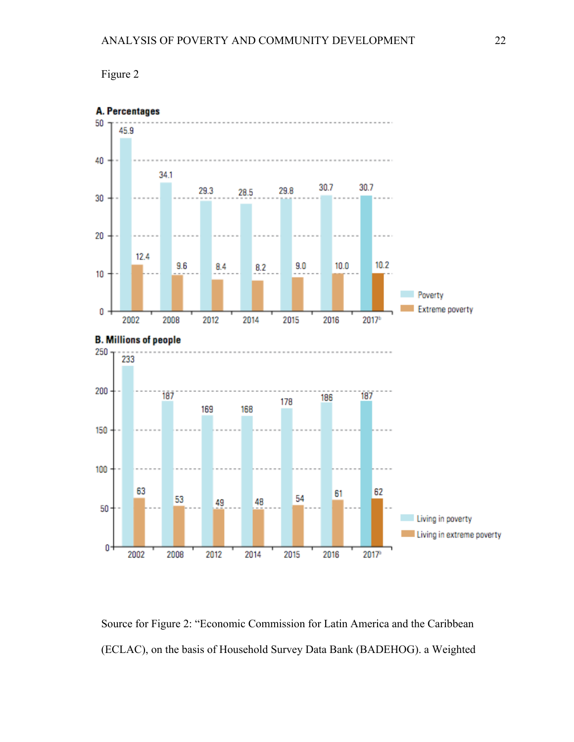Figure 2

**A. Percentages**

| Year | Poverty | Extreme poverty |
|---|---|---|
| 2002 | 45.9 | 12.4 |
| 2008 | 34.1 | 9.6 |
| 2012 | 29.3 | 8.4 |
| 2014 | 28.5 | 8.2 |
| 2015 | 29.8 | 9.0 |
| 2016 | 30.7 | 10.0 |
| 2017[b] | 30.7 | 10.2 |

**B. Millions of people**

| Year | Living in poverty | Living in extreme poverty |
|---|---|---|
| 2002 | 233 | 63 |
| 2008 | 187 | 53 |
| 2012 | 169 | 49 |
| 2014 | 168 | 48 |
| 2015 | 178 | 54 |
| 2016 | 186 | 61 |
| 2017[b] | 187 | 62 |

Source for Figure 2: "Economic Commission for Latin America and the Caribbean (ECLAC), on the basis of Household Survey Data Bank (BADEHOG). a Weighted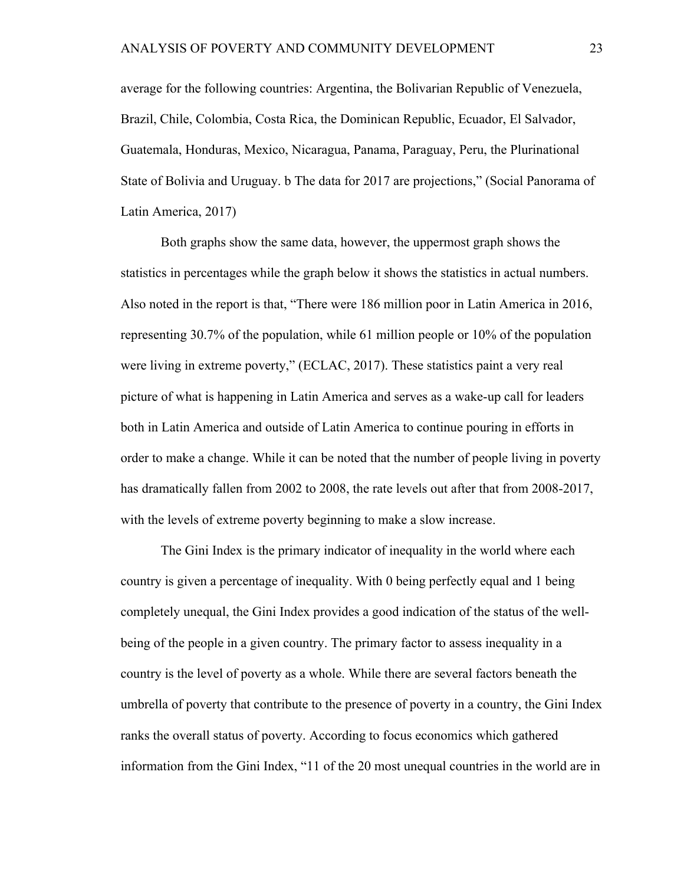average for the following countries: Argentina, the Bolivarian Republic of Venezuela, Brazil, Chile, Colombia, Costa Rica, the Dominican Republic, Ecuador, El Salvador, Guatemala, Honduras, Mexico, Nicaragua, Panama, Paraguay, Peru, the Plurinational State of Bolivia and Uruguay. b The data for 2017 are projections," (Social Panorama of Latin America, 2017)

Both graphs show the same data, however, the uppermost graph shows the statistics in percentages while the graph below it shows the statistics in actual numbers. Also noted in the report is that, "There were 186 million poor in Latin America in 2016, representing 30.7% of the population, while 61 million people or 10% of the population were living in extreme poverty," (ECLAC, 2017). These statistics paint a very real picture of what is happening in Latin America and serves as a wake-up call for leaders both in Latin America and outside of Latin America to continue pouring in efforts in order to make a change. While it can be noted that the number of people living in poverty has dramatically fallen from 2002 to 2008, the rate levels out after that from 2008-2017, with the levels of extreme poverty beginning to make a slow increase.

The Gini Index is the primary indicator of inequality in the world where each country is given a percentage of inequality. With 0 being perfectly equal and 1 being completely unequal, the Gini Index provides a good indication of the status of the well-being of the people in a given country. The primary factor to assess inequality in a country is the level of poverty as a whole. While there are several factors beneath the umbrella of poverty that contribute to the presence of poverty in a country, the Gini Index ranks the overall status of poverty. According to focus economics which gathered information from the Gini Index, "11 of the 20 most unequal countries in the world are in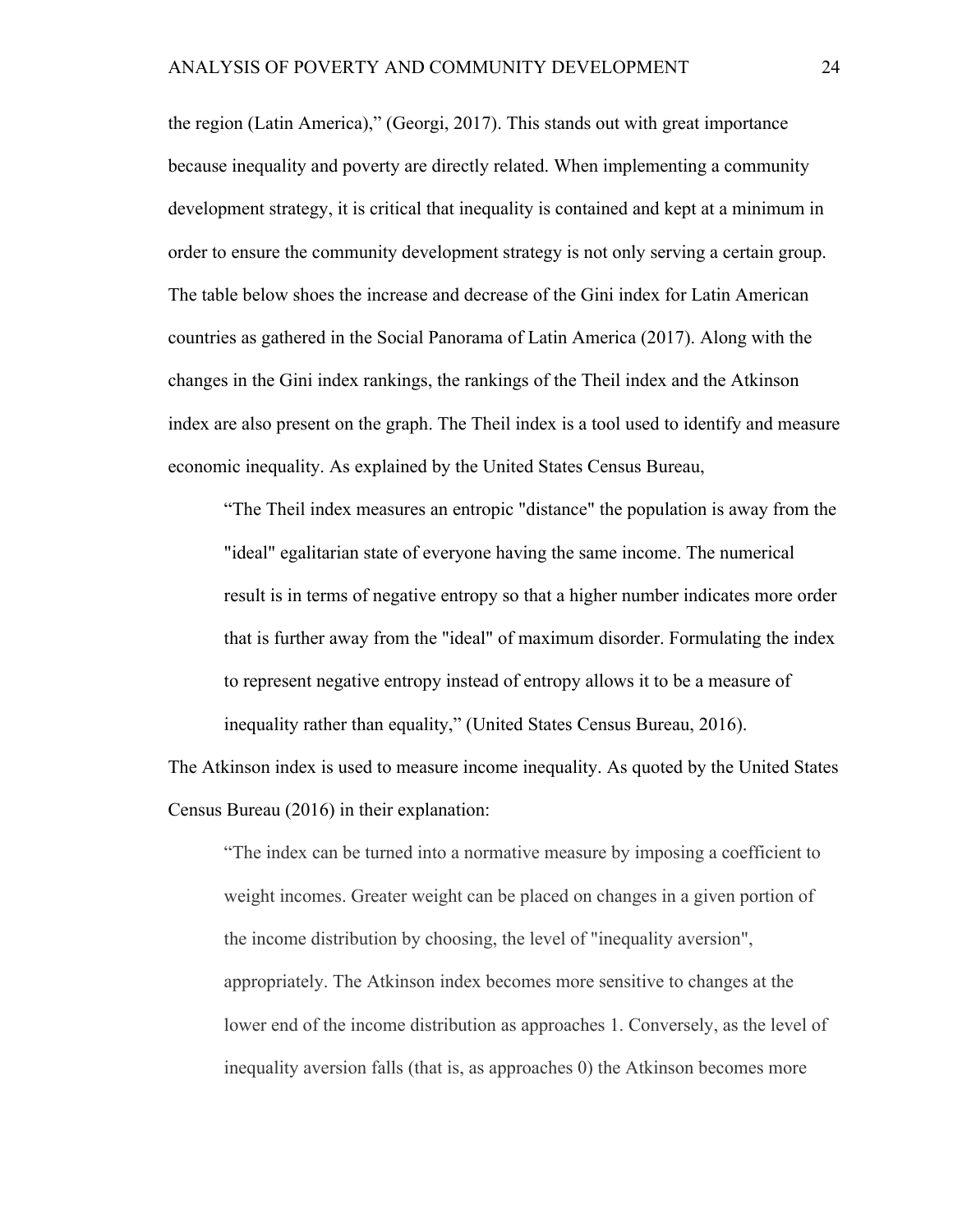the region (Latin America)," (Georgi, 2017). This stands out with great importance because inequality and poverty are directly related. When implementing a community development strategy, it is critical that inequality is contained and kept at a minimum in order to ensure the community development strategy is not only serving a certain group. The table below shoes the increase and decrease of the Gini index for Latin American countries as gathered in the Social Panorama of Latin America (2017). Along with the changes in the Gini index rankings, the rankings of the Theil index and the Atkinson index are also present on the graph. The Theil index is a tool used to identify and measure economic inequality. As explained by the United States Census Bureau,

> "The Theil index measures an entropic "distance" the population is away from the "ideal" egalitarian state of everyone having the same income. The numerical result is in terms of negative entropy so that a higher number indicates more order that is further away from the "ideal" of maximum disorder. Formulating the index to represent negative entropy instead of entropy allows it to be a measure of inequality rather than equality," (United States Census Bureau, 2016).

The Atkinson index is used to measure income inequality. As quoted by the United States Census Bureau (2016) in their explanation:

> "The index can be turned into a normative measure by imposing a coefficient to weight incomes. Greater weight can be placed on changes in a given portion of the income distribution by choosing, the level of "inequality aversion", appropriately. The Atkinson index becomes more sensitive to changes at the lower end of the income distribution as approaches 1. Conversely, as the level of inequality aversion falls (that is, as approaches 0) the Atkinson becomes more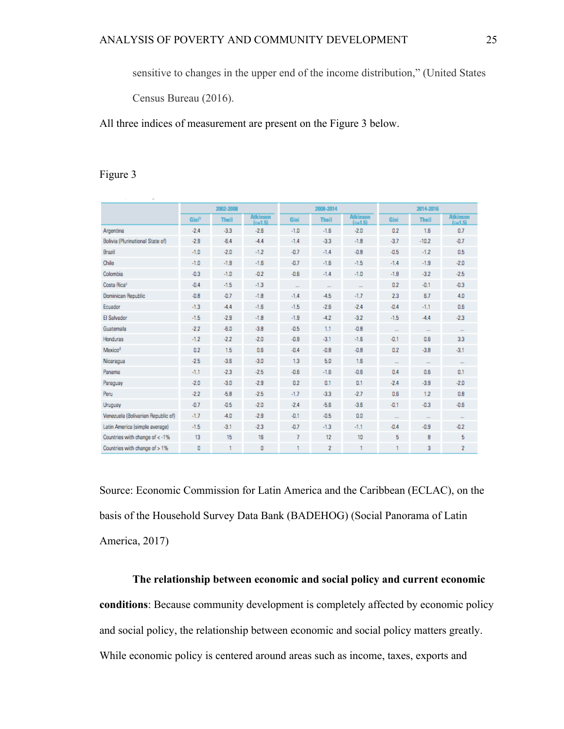sensitive to changes in the upper end of the income distribution," (United States Census Bureau (2016).

All three indices of measurement are present on the Figure 3 below.

Figure 3

| | 2002-2008 | | | 2008-2014 | | | 2014-2016 | | |
|---|---|---|---|---|---|---|---|---|---|
| | Gini[b] | Theil | Atkinson (ε=1.5) | Gini | Theil | Atkinson (ε=1.5) | Gini | Theil | Atkinson (ε=1.5) |
| Argentina | -2.4 | -3.3 | -2.6 | -1.0 | -1.6 | -2.0 | 0.2 | 1.6 | 0.7 |
| Bolivia (Plurinational State of) | -2.9 | -6.4 | -4.4 | -1.4 | -3.3 | -1.8 | -3.7 | -10.2 | -0.7 |
| Brazil | -1.0 | -2.0 | -1.2 | -0.7 | -1.4 | -0.8 | -0.5 | -1.2 | 0.5 |
| Chile | -1.0 | -1.9 | -1.6 | -0.7 | -1.6 | -1.5 | -1.4 | -1.9 | -2.0 |
| Colombia | -0.3 | -1.0 | -0.2 | -0.6 | -1.4 | -1.0 | -1.8 | -3.2 | -2.5 |
| Costa Rica[c] | -0.4 | -1.5 | -1.3 | ... | ... | ... | 0.2 | -0.1 | -0.3 |
| Dominican Republic | -0.8 | -0.7 | -1.8 | -1.4 | -4.5 | -1.7 | 2.3 | 6.7 | 4.0 |
| Ecuador | -1.3 | -4.4 | -1.6 | -1.5 | -2.6 | -2.4 | -0.4 | -1.1 | 0.6 |
| El Salvador | -1.5 | -2.9 | -1.8 | -1.9 | -4.2 | -3.2 | -1.5 | -4.4 | -2.3 |
| Guatemala | -2.2 | -6.0 | -3.8 | -0.5 | 1.1 | -0.8 | ... | ... | ... |
| Honduras | -1.2 | -2.2 | -2.0 | -0.9 | -3.1 | -1.6 | -0.1 | 0.6 | 3.3 |
| Mexico[d] | 0.2 | 1.5 | 0.6 | -0.4 | -0.8 | -0.8 | 0.2 | -3.8 | -3.1 |
| Nicaragua | -2.5 | -3.6 | -3.0 | 1.3 | 5.0 | 1.6 | ... | ... | ... |
| Panama | -1.1 | -2.3 | -2.5 | -0.6 | -1.6 | -0.6 | 0.4 | 0.6 | 0.1 |
| Paraguay | -2.0 | -3.0 | -2.9 | 0.2 | 0.1 | 0.1 | -2.4 | -3.9 | -2.0 |
| Peru | -2.2 | -5.8 | -2.5 | -1.7 | -3.3 | -2.7 | 0.6 | 1.2 | 0.8 |
| Uruguay | -0.7 | -0.5 | -2.0 | -2.4 | -5.6 | -3.6 | -0.1 | -0.3 | -0.6 |
| Venezuela (Bolivarian Republic of) | -1.7 | -4.0 | -2.9 | -0.1 | -0.5 | 0.0 | ... | ... | ... |
| Latin America (simple average) | -1.5 | -3.1 | -2.3 | -0.7 | -1.3 | -1.1 | -0.4 | -0.9 | -0.2 |
| Countries with change of < -1% | 13 | 15 | 16 | 7 | 12 | 10 | 5 | 8 | 5 |
| Countries with change of > 1% | 0 | 1 | 0 | 1 | 2 | 1 | 1 | 3 | 2 |

Source: Economic Commission for Latin America and the Caribbean (ECLAC), on the basis of the Household Survey Data Bank (BADEHOG) (Social Panorama of Latin America, 2017)

**The relationship between economic and social policy and current economic conditions**: Because community development is completely affected by economic policy and social policy, the relationship between economic and social policy matters greatly. While economic policy is centered around areas such as income, taxes, exports and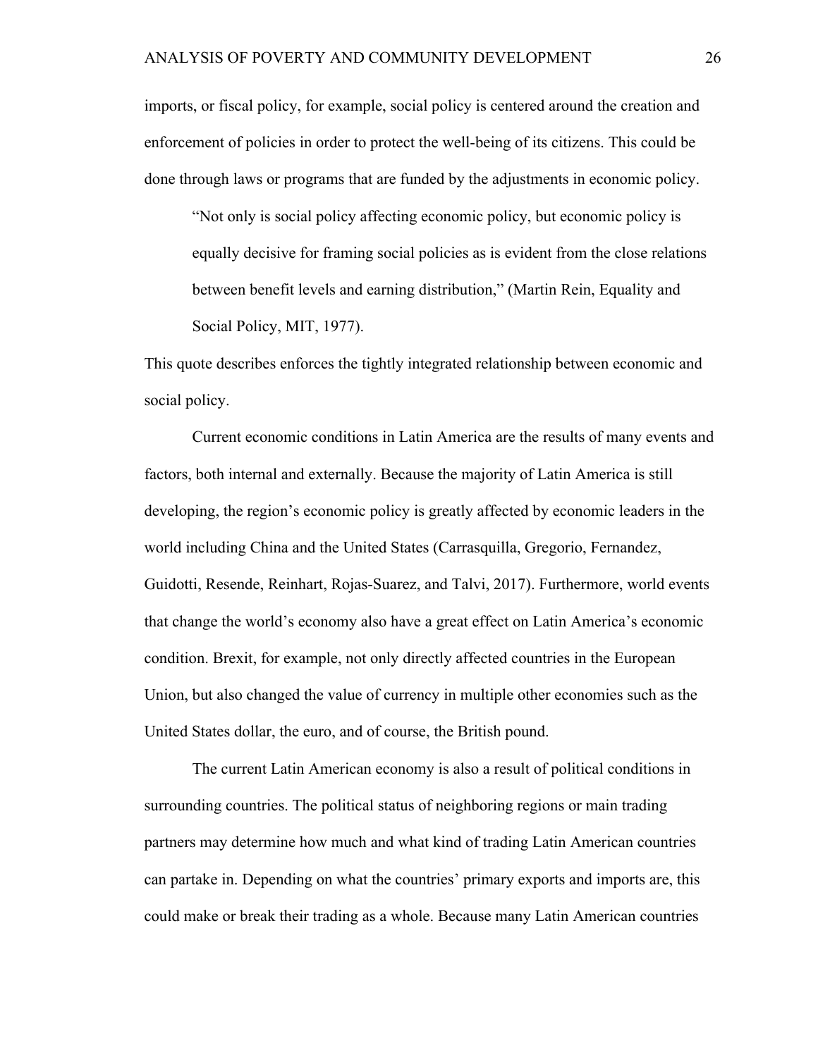imports, or fiscal policy, for example, social policy is centered around the creation and enforcement of policies in order to protect the well-being of its citizens. This could be done through laws or programs that are funded by the adjustments in economic policy.

> "Not only is social policy affecting economic policy, but economic policy is equally decisive for framing social policies as is evident from the close relations between benefit levels and earning distribution," (Martin Rein, Equality and Social Policy, MIT, 1977).

This quote describes enforces the tightly integrated relationship between economic and social policy.

Current economic conditions in Latin America are the results of many events and factors, both internal and externally. Because the majority of Latin America is still developing, the region's economic policy is greatly affected by economic leaders in the world including China and the United States (Carrasquilla, Gregorio, Fernandez, Guidotti, Resende, Reinhart, Rojas-Suarez, and Talvi, 2017). Furthermore, world events that change the world's economy also have a great effect on Latin America's economic condition. Brexit, for example, not only directly affected countries in the European Union, but also changed the value of currency in multiple other economies such as the United States dollar, the euro, and of course, the British pound.

The current Latin American economy is also a result of political conditions in surrounding countries. The political status of neighboring regions or main trading partners may determine how much and what kind of trading Latin American countries can partake in. Depending on what the countries' primary exports and imports are, this could make or break their trading as a whole. Because many Latin American countries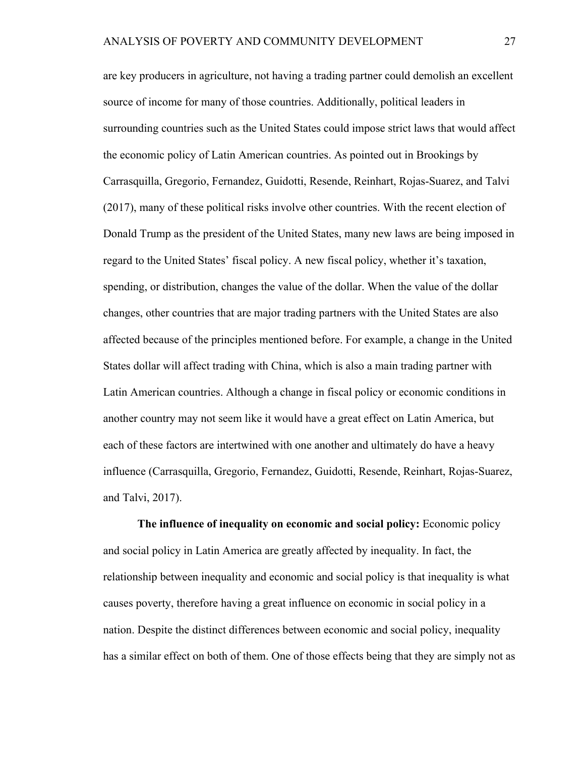are key producers in agriculture, not having a trading partner could demolish an excellent source of income for many of those countries. Additionally, political leaders in surrounding countries such as the United States could impose strict laws that would affect the economic policy of Latin American countries. As pointed out in Brookings by Carrasquilla, Gregorio, Fernandez, Guidotti, Resende, Reinhart, Rojas-Suarez, and Talvi (2017), many of these political risks involve other countries. With the recent election of Donald Trump as the president of the United States, many new laws are being imposed in regard to the United States' fiscal policy. A new fiscal policy, whether it's taxation, spending, or distribution, changes the value of the dollar. When the value of the dollar changes, other countries that are major trading partners with the United States are also affected because of the principles mentioned before. For example, a change in the United States dollar will affect trading with China, which is also a main trading partner with Latin American countries. Although a change in fiscal policy or economic conditions in another country may not seem like it would have a great effect on Latin America, but each of these factors are intertwined with one another and ultimately do have a heavy influence (Carrasquilla, Gregorio, Fernandez, Guidotti, Resende, Reinhart, Rojas-Suarez, and Talvi, 2017).

**The influence of inequality on economic and social policy:** Economic policy and social policy in Latin America are greatly affected by inequality. In fact, the relationship between inequality and economic and social policy is that inequality is what causes poverty, therefore having a great influence on economic in social policy in a nation. Despite the distinct differences between economic and social policy, inequality has a similar effect on both of them. One of those effects being that they are simply not as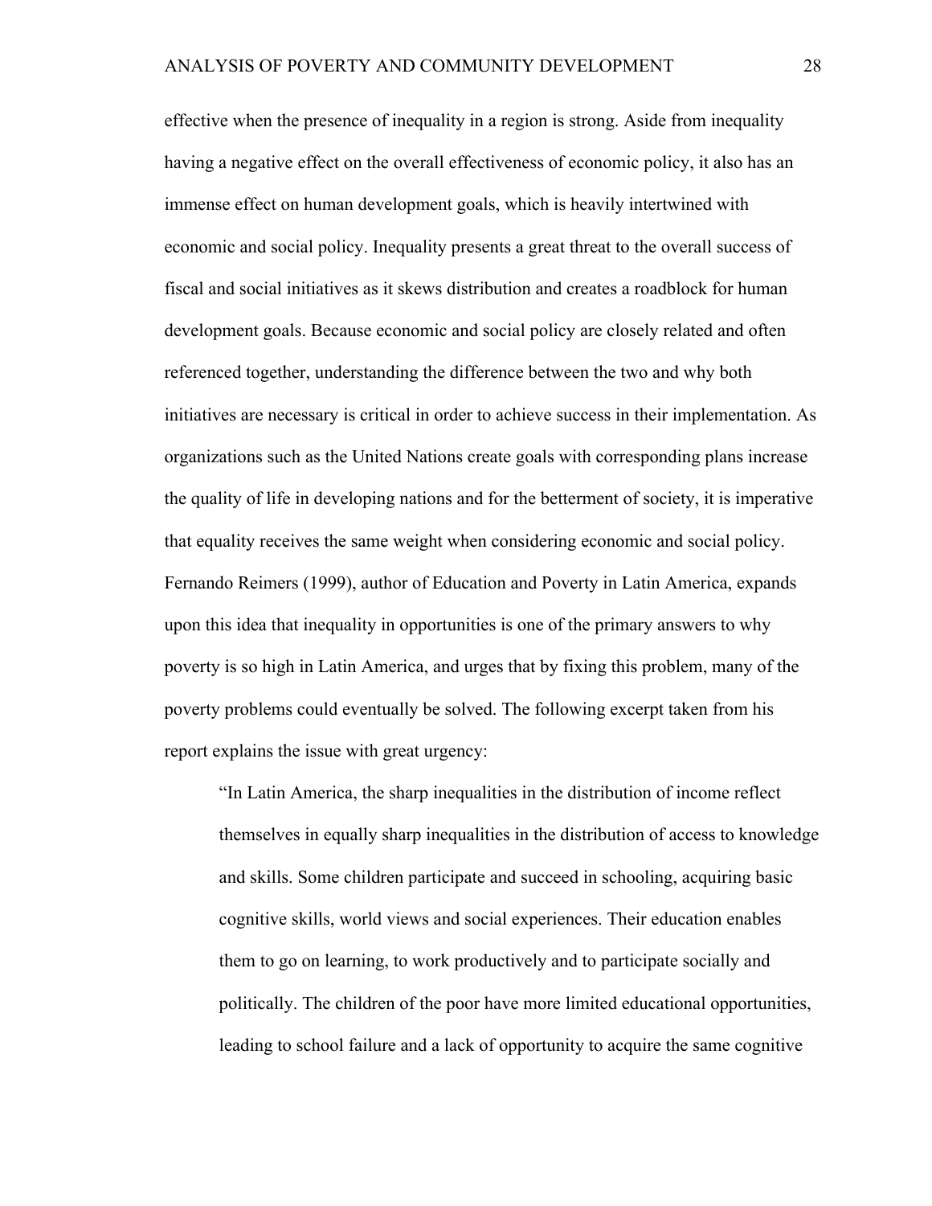effective when the presence of inequality in a region is strong. Aside from inequality having a negative effect on the overall effectiveness of economic policy, it also has an immense effect on human development goals, which is heavily intertwined with economic and social policy. Inequality presents a great threat to the overall success of fiscal and social initiatives as it skews distribution and creates a roadblock for human development goals. Because economic and social policy are closely related and often referenced together, understanding the difference between the two and why both initiatives are necessary is critical in order to achieve success in their implementation. As organizations such as the United Nations create goals with corresponding plans increase the quality of life in developing nations and for the betterment of society, it is imperative that equality receives the same weight when considering economic and social policy. Fernando Reimers (1999), author of Education and Poverty in Latin America, expands upon this idea that inequality in opportunities is one of the primary answers to why poverty is so high in Latin America, and urges that by fixing this problem, many of the poverty problems could eventually be solved. The following excerpt taken from his report explains the issue with great urgency:

> "In Latin America, the sharp inequalities in the distribution of income reflect themselves in equally sharp inequalities in the distribution of access to knowledge and skills. Some children participate and succeed in schooling, acquiring basic cognitive skills, world views and social experiences. Their education enables them to go on learning, to work productively and to participate socially and politically. The children of the poor have more limited educational opportunities, leading to school failure and a lack of opportunity to acquire the same cognitive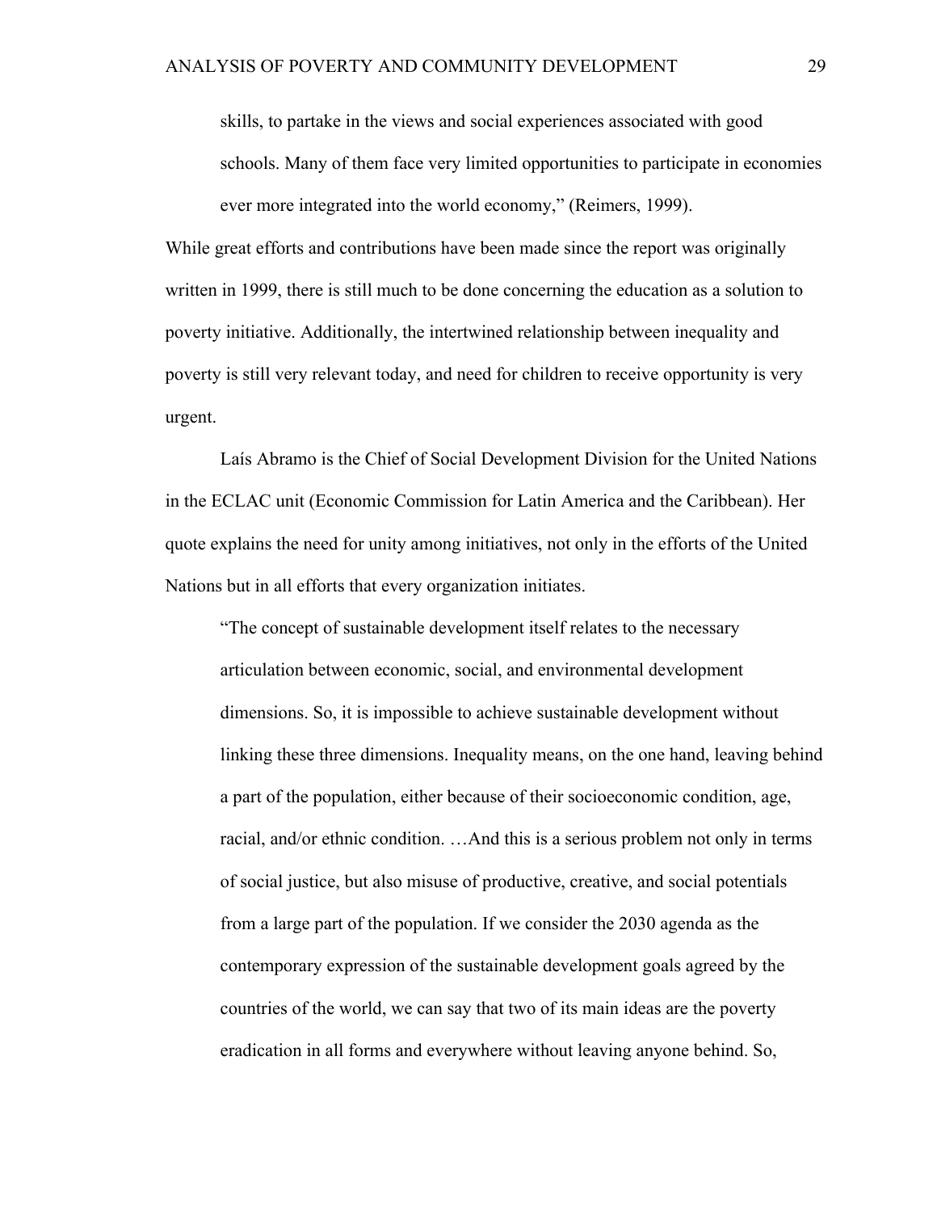> skills, to partake in the views and social experiences associated with good schools. Many of them face very limited opportunities to participate in economies ever more integrated into the world economy," (Reimers, 1999).

While great efforts and contributions have been made since the report was originally written in 1999, there is still much to be done concerning the education as a solution to poverty initiative. Additionally, the intertwined relationship between inequality and poverty is still very relevant today, and need for children to receive opportunity is very urgent.

Laís Abramo is the Chief of Social Development Division for the United Nations in the ECLAC unit (Economic Commission for Latin America and the Caribbean). Her quote explains the need for unity among initiatives, not only in the efforts of the United Nations but in all efforts that every organization initiates.

> "The concept of sustainable development itself relates to the necessary articulation between economic, social, and environmental development dimensions. So, it is impossible to achieve sustainable development without linking these three dimensions. Inequality means, on the one hand, leaving behind a part of the population, either because of their socioeconomic condition, age, racial, and/or ethnic condition. …And this is a serious problem not only in terms of social justice, but also misuse of productive, creative, and social potentials from a large part of the population. If we consider the 2030 agenda as the contemporary expression of the sustainable development goals agreed by the countries of the world, we can say that two of its main ideas are the poverty eradication in all forms and everywhere without leaving anyone behind. So,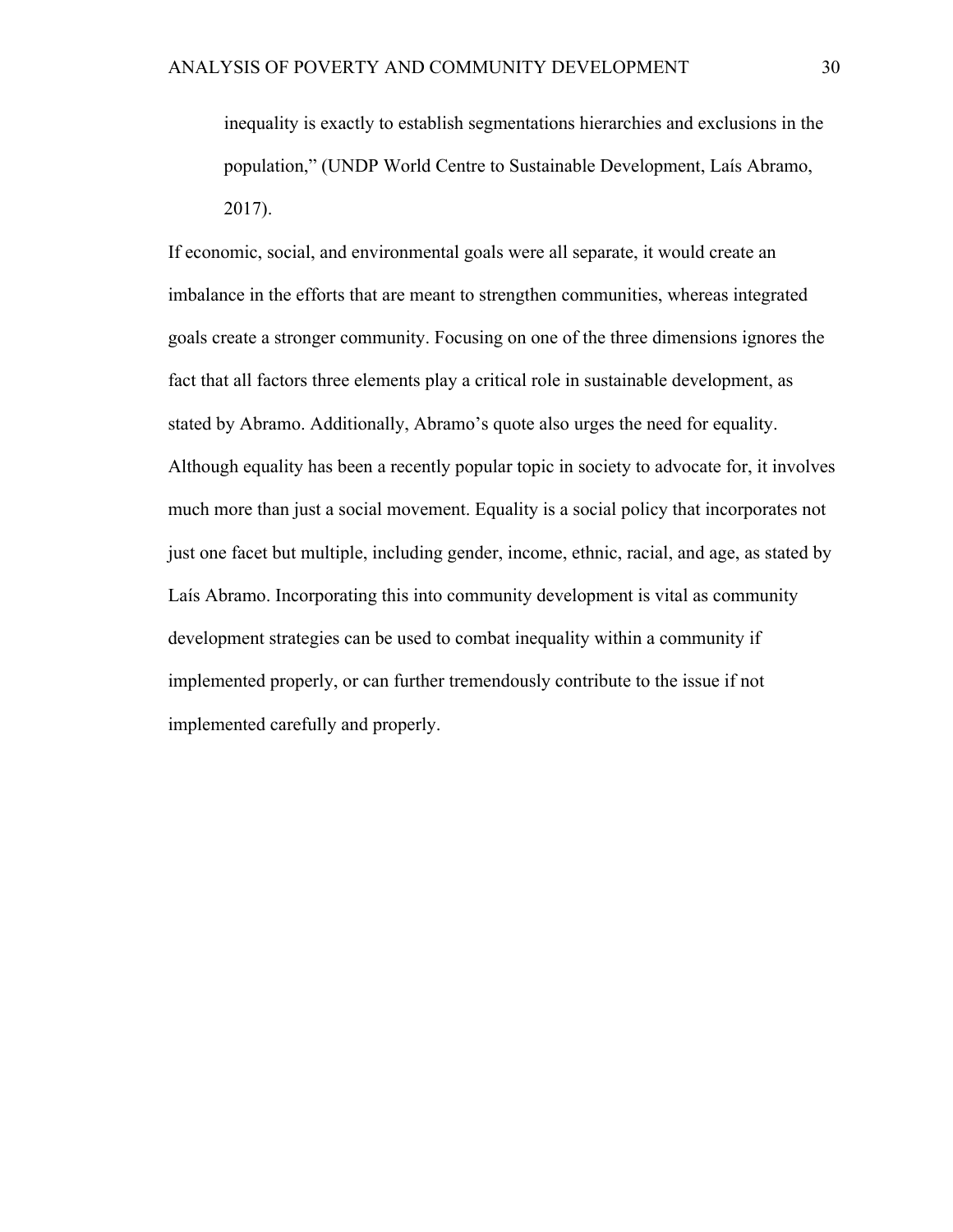> inequality is exactly to establish segmentations hierarchies and exclusions in the population," (UNDP World Centre to Sustainable Development, Laís Abramo, 2017).

If economic, social, and environmental goals were all separate, it would create an imbalance in the efforts that are meant to strengthen communities, whereas integrated goals create a stronger community. Focusing on one of the three dimensions ignores the fact that all factors three elements play a critical role in sustainable development, as stated by Abramo. Additionally, Abramo's quote also urges the need for equality. Although equality has been a recently popular topic in society to advocate for, it involves much more than just a social movement. Equality is a social policy that incorporates not just one facet but multiple, including gender, income, ethnic, racial, and age, as stated by Laís Abramo. Incorporating this into community development is vital as community development strategies can be used to combat inequality within a community if implemented properly, or can further tremendously contribute to the issue if not implemented carefully and properly.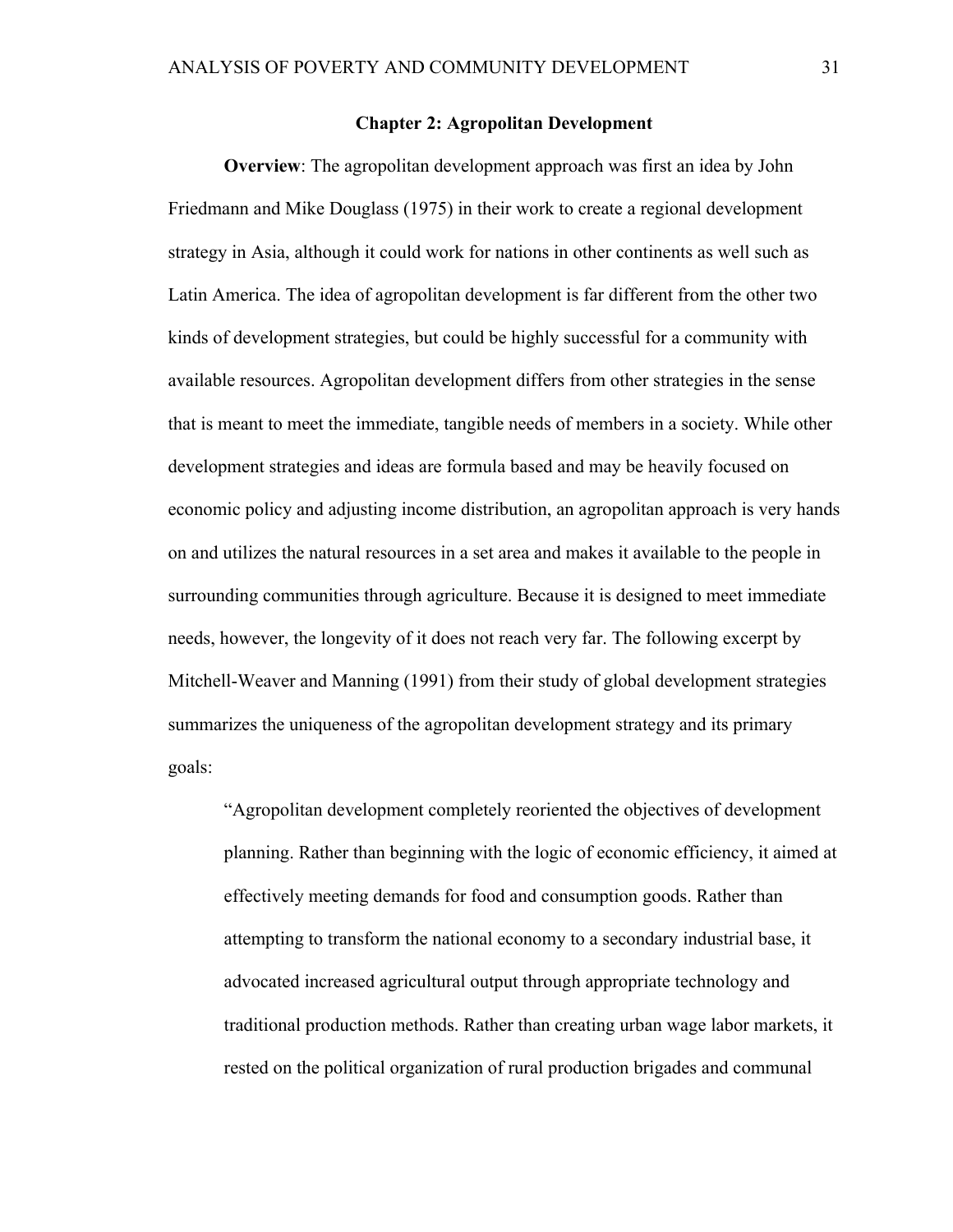## Chapter 2: Agropolitan Development

**Overview**: The agropolitan development approach was first an idea by John Friedmann and Mike Douglass (1975) in their work to create a regional development strategy in Asia, although it could work for nations in other continents as well such as Latin America. The idea of agropolitan development is far different from the other two kinds of development strategies, but could be highly successful for a community with available resources. Agropolitan development differs from other strategies in the sense that is meant to meet the immediate, tangible needs of members in a society. While other development strategies and ideas are formula based and may be heavily focused on economic policy and adjusting income distribution, an agropolitan approach is very hands on and utilizes the natural resources in a set area and makes it available to the people in surrounding communities through agriculture. Because it is designed to meet immediate needs, however, the longevity of it does not reach very far. The following excerpt by Mitchell-Weaver and Manning (1991) from their study of global development strategies summarizes the uniqueness of the agropolitan development strategy and its primary goals:

> "Agropolitan development completely reoriented the objectives of development planning. Rather than beginning with the logic of economic efficiency, it aimed at effectively meeting demands for food and consumption goods. Rather than attempting to transform the national economy to a secondary industrial base, it advocated increased agricultural output through appropriate technology and traditional production methods. Rather than creating urban wage labor markets, it rested on the political organization of rural production brigades and communal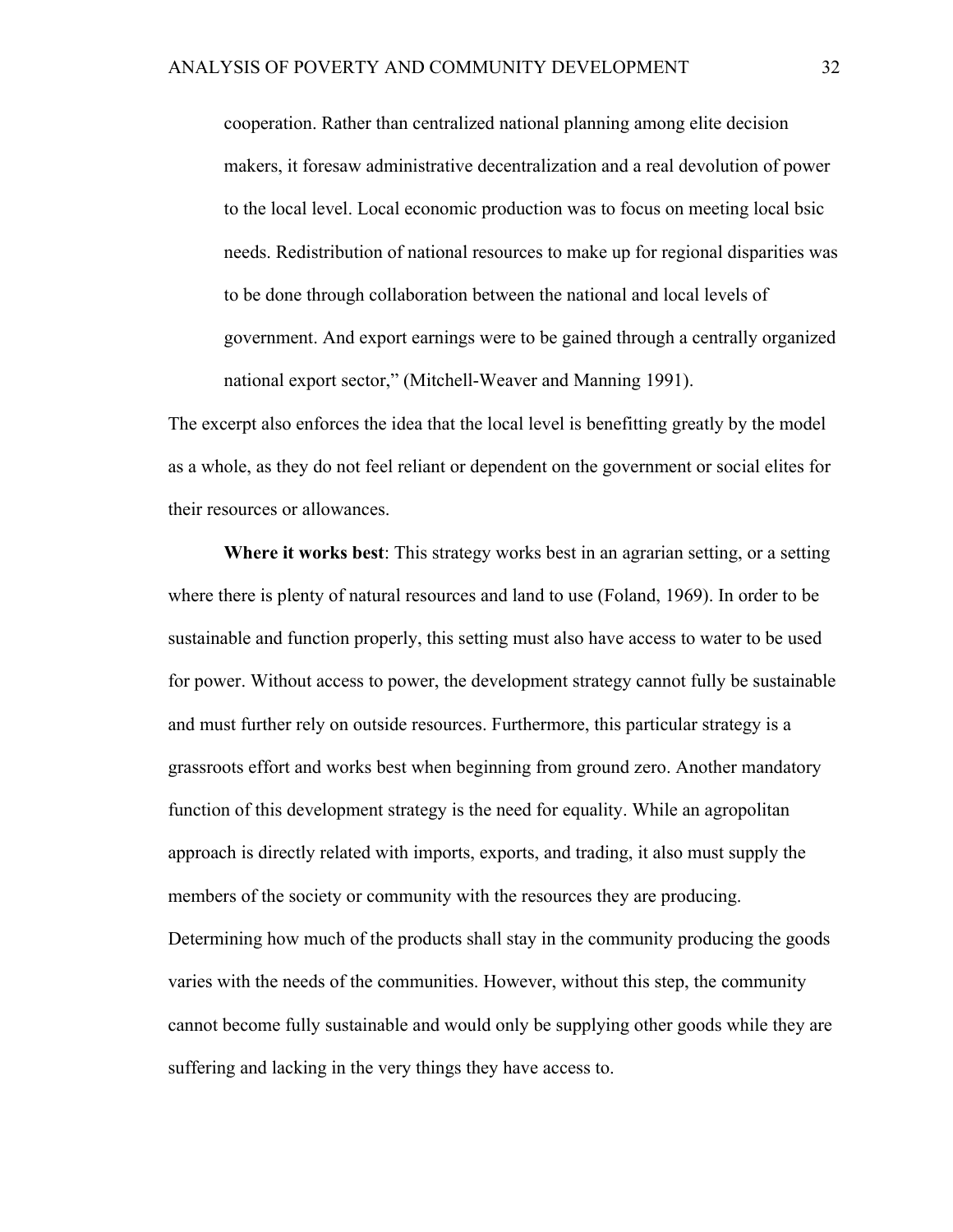> cooperation. Rather than centralized national planning among elite decision makers, it foresaw administrative decentralization and a real devolution of power to the local level. Local economic production was to focus on meeting local bsic needs. Redistribution of national resources to make up for regional disparities was to be done through collaboration between the national and local levels of government. And export earnings were to be gained through a centrally organized national export sector," (Mitchell-Weaver and Manning 1991).

The excerpt also enforces the idea that the local level is benefitting greatly by the model as a whole, as they do not feel reliant or dependent on the government or social elites for their resources or allowances.

**Where it works best**: This strategy works best in an agrarian setting, or a setting where there is plenty of natural resources and land to use (Foland, 1969). In order to be sustainable and function properly, this setting must also have access to water to be used for power. Without access to power, the development strategy cannot fully be sustainable and must further rely on outside resources. Furthermore, this particular strategy is a grassroots effort and works best when beginning from ground zero. Another mandatory function of this development strategy is the need for equality. While an agropolitan approach is directly related with imports, exports, and trading, it also must supply the members of the society or community with the resources they are producing. Determining how much of the products shall stay in the community producing the goods varies with the needs of the communities. However, without this step, the community cannot become fully sustainable and would only be supplying other goods while they are suffering and lacking in the very things they have access to.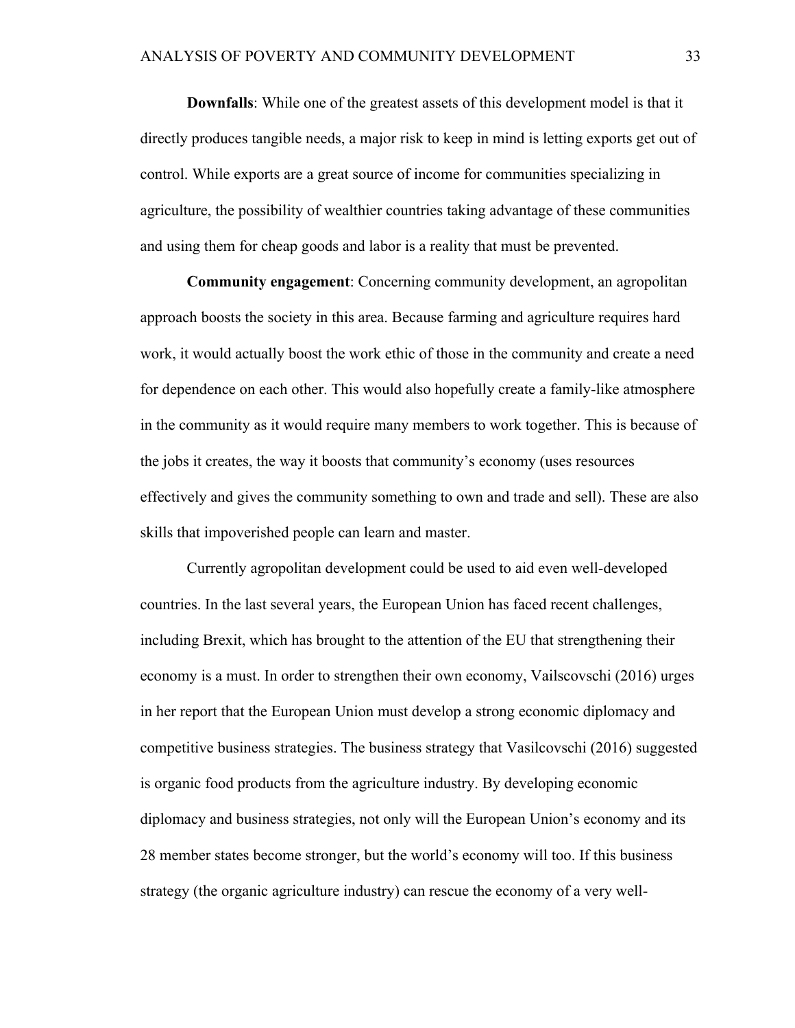**Downfalls**: While one of the greatest assets of this development model is that it directly produces tangible needs, a major risk to keep in mind is letting exports get out of control. While exports are a great source of income for communities specializing in agriculture, the possibility of wealthier countries taking advantage of these communities and using them for cheap goods and labor is a reality that must be prevented.

**Community engagement**: Concerning community development, an agropolitan approach boosts the society in this area. Because farming and agriculture requires hard work, it would actually boost the work ethic of those in the community and create a need for dependence on each other. This would also hopefully create a family-like atmosphere in the community as it would require many members to work together. This is because of the jobs it creates, the way it boosts that community's economy (uses resources effectively and gives the community something to own and trade and sell). These are also skills that impoverished people can learn and master.

Currently agropolitan development could be used to aid even well-developed countries. In the last several years, the European Union has faced recent challenges, including Brexit, which has brought to the attention of the EU that strengthening their economy is a must. In order to strengthen their own economy, Vailscovschi (2016) urges in her report that the European Union must develop a strong economic diplomacy and competitive business strategies. The business strategy that Vasilcovschi (2016) suggested is organic food products from the agriculture industry. By developing economic diplomacy and business strategies, not only will the European Union's economy and its 28 member states become stronger, but the world's economy will too. If this business strategy (the organic agriculture industry) can rescue the economy of a very well-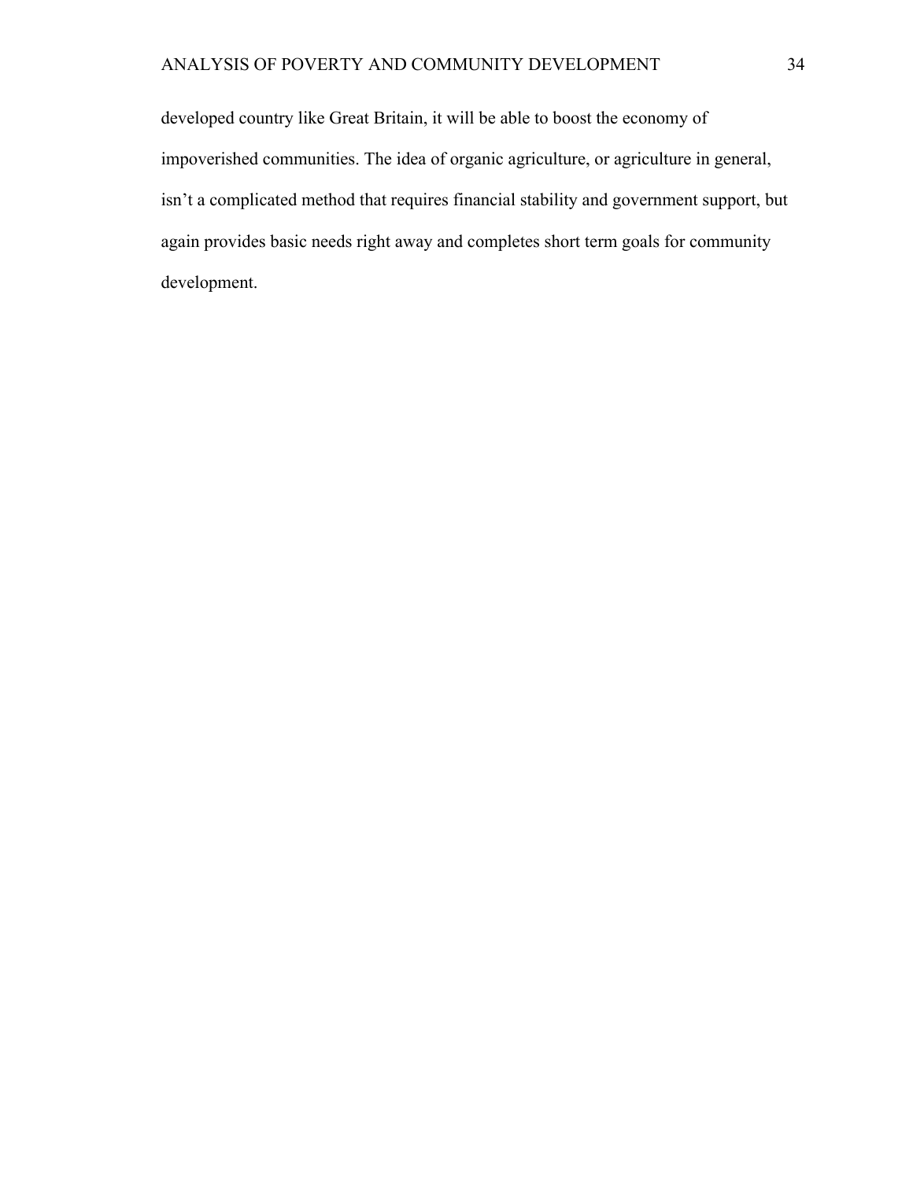developed country like Great Britain, it will be able to boost the economy of impoverished communities. The idea of organic agriculture, or agriculture in general, isn’t a complicated method that requires financial stability and government support, but again provides basic needs right away and completes short term goals for community development.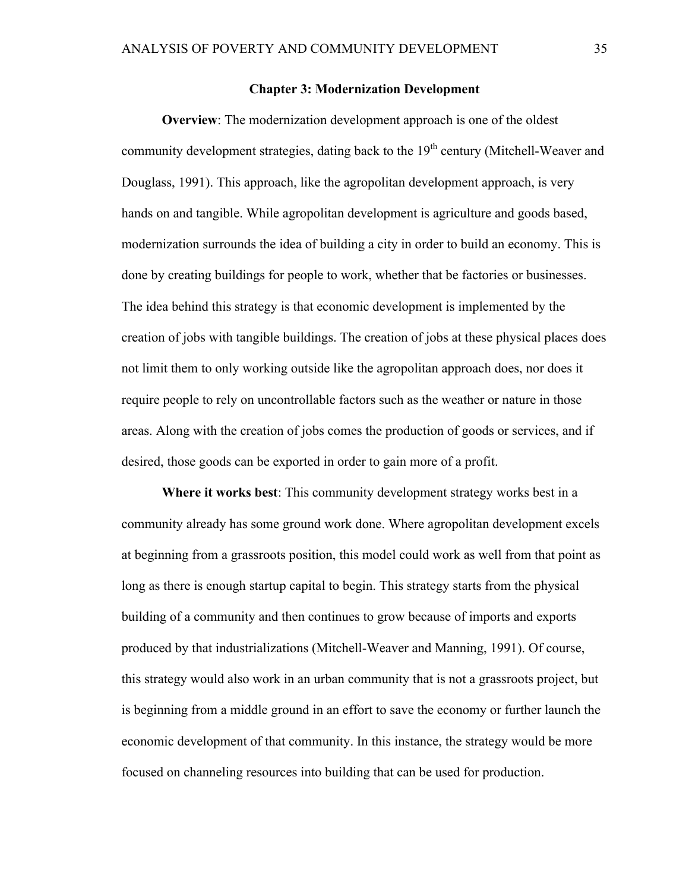## Chapter 3: Modernization Development

**Overview**: The modernization development approach is one of the oldest community development strategies, dating back to the 19th century (Mitchell-Weaver and Douglass, 1991). This approach, like the agropolitan development approach, is very hands on and tangible. While agropolitan development is agriculture and goods based, modernization surrounds the idea of building a city in order to build an economy. This is done by creating buildings for people to work, whether that be factories or businesses. The idea behind this strategy is that economic development is implemented by the creation of jobs with tangible buildings. The creation of jobs at these physical places does not limit them to only working outside like the agropolitan approach does, nor does it require people to rely on uncontrollable factors such as the weather or nature in those areas. Along with the creation of jobs comes the production of goods or services, and if desired, those goods can be exported in order to gain more of a profit.

**Where it works best**: This community development strategy works best in a community already has some ground work done. Where agropolitan development excels at beginning from a grassroots position, this model could work as well from that point as long as there is enough startup capital to begin. This strategy starts from the physical building of a community and then continues to grow because of imports and exports produced by that industrializations (Mitchell-Weaver and Manning, 1991). Of course, this strategy would also work in an urban community that is not a grassroots project, but is beginning from a middle ground in an effort to save the economy or further launch the economic development of that community. In this instance, the strategy would be more focused on channeling resources into building that can be used for production.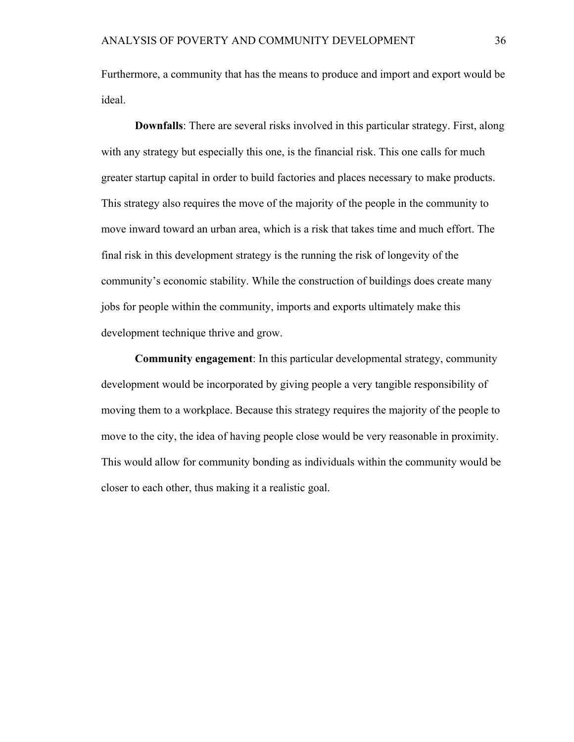Furthermore, a community that has the means to produce and import and export would be ideal.

**Downfalls**: There are several risks involved in this particular strategy. First, along with any strategy but especially this one, is the financial risk. This one calls for much greater startup capital in order to build factories and places necessary to make products. This strategy also requires the move of the majority of the people in the community to move inward toward an urban area, which is a risk that takes time and much effort. The final risk in this development strategy is the running the risk of longevity of the community's economic stability. While the construction of buildings does create many jobs for people within the community, imports and exports ultimately make this development technique thrive and grow.

**Community engagement**: In this particular developmental strategy, community development would be incorporated by giving people a very tangible responsibility of moving them to a workplace. Because this strategy requires the majority of the people to move to the city, the idea of having people close would be very reasonable in proximity. This would allow for community bonding as individuals within the community would be closer to each other, thus making it a realistic goal.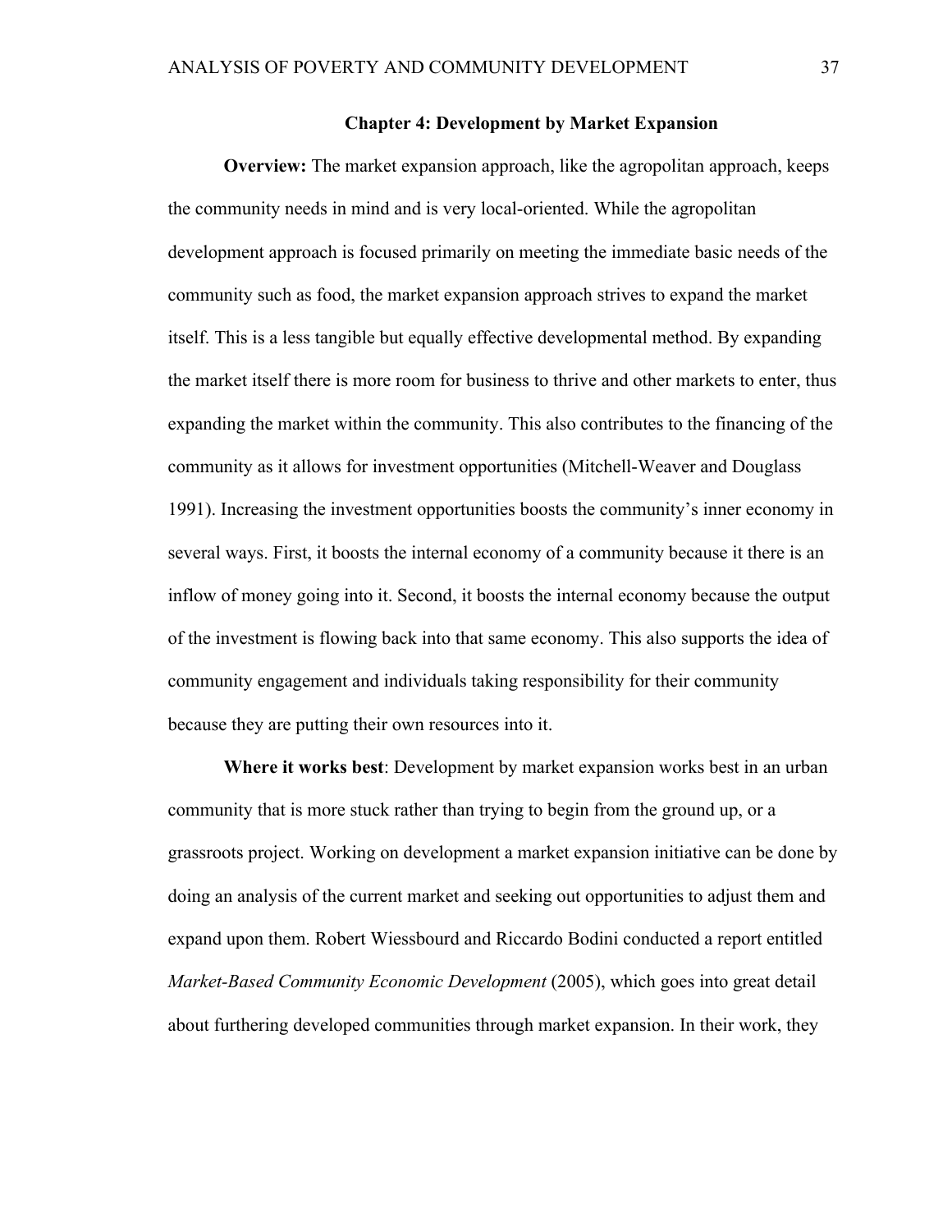## Chapter 4: Development by Market Expansion

**Overview:** The market expansion approach, like the agropolitan approach, keeps the community needs in mind and is very local-oriented. While the agropolitan development approach is focused primarily on meeting the immediate basic needs of the community such as food, the market expansion approach strives to expand the market itself. This is a less tangible but equally effective developmental method. By expanding the market itself there is more room for business to thrive and other markets to enter, thus expanding the market within the community. This also contributes to the financing of the community as it allows for investment opportunities (Mitchell-Weaver and Douglass 1991). Increasing the investment opportunities boosts the community's inner economy in several ways. First, it boosts the internal economy of a community because it there is an inflow of money going into it. Second, it boosts the internal economy because the output of the investment is flowing back into that same economy. This also supports the idea of community engagement and individuals taking responsibility for their community because they are putting their own resources into it.

**Where it works best**: Development by market expansion works best in an urban community that is more stuck rather than trying to begin from the ground up, or a grassroots project. Working on development a market expansion initiative can be done by doing an analysis of the current market and seeking out opportunities to adjust them and expand upon them. Robert Wiessbourd and Riccardo Bodini conducted a report entitled *Market-Based Community Economic Development* (2005), which goes into great detail about furthering developed communities through market expansion. In their work, they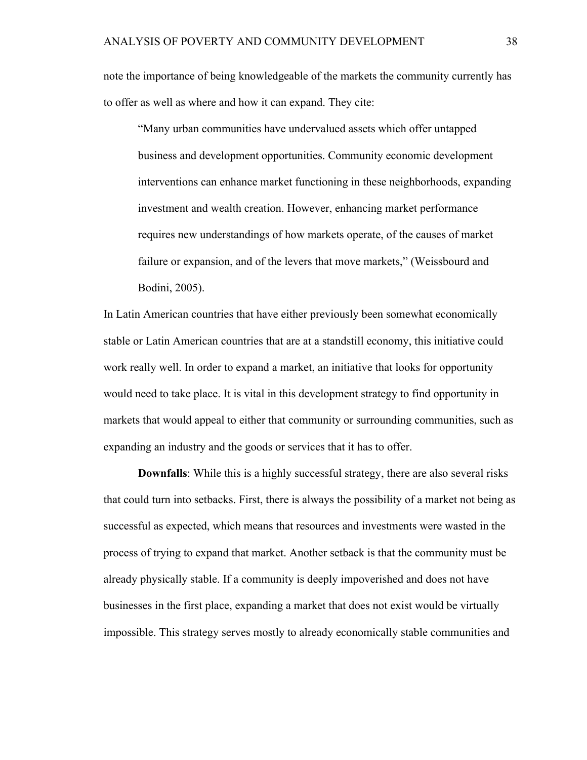note the importance of being knowledgeable of the markets the community currently has to offer as well as where and how it can expand. They cite:

> "Many urban communities have undervalued assets which offer untapped business and development opportunities. Community economic development interventions can enhance market functioning in these neighborhoods, expanding investment and wealth creation. However, enhancing market performance requires new understandings of how markets operate, of the causes of market failure or expansion, and of the levers that move markets," (Weissbourd and Bodini, 2005).

In Latin American countries that have either previously been somewhat economically stable or Latin American countries that are at a standstill economy, this initiative could work really well. In order to expand a market, an initiative that looks for opportunity would need to take place. It is vital in this development strategy to find opportunity in markets that would appeal to either that community or surrounding communities, such as expanding an industry and the goods or services that it has to offer.

**Downfalls**: While this is a highly successful strategy, there are also several risks that could turn into setbacks. First, there is always the possibility of a market not being as successful as expected, which means that resources and investments were wasted in the process of trying to expand that market. Another setback is that the community must be already physically stable. If a community is deeply impoverished and does not have businesses in the first place, expanding a market that does not exist would be virtually impossible. This strategy serves mostly to already economically stable communities and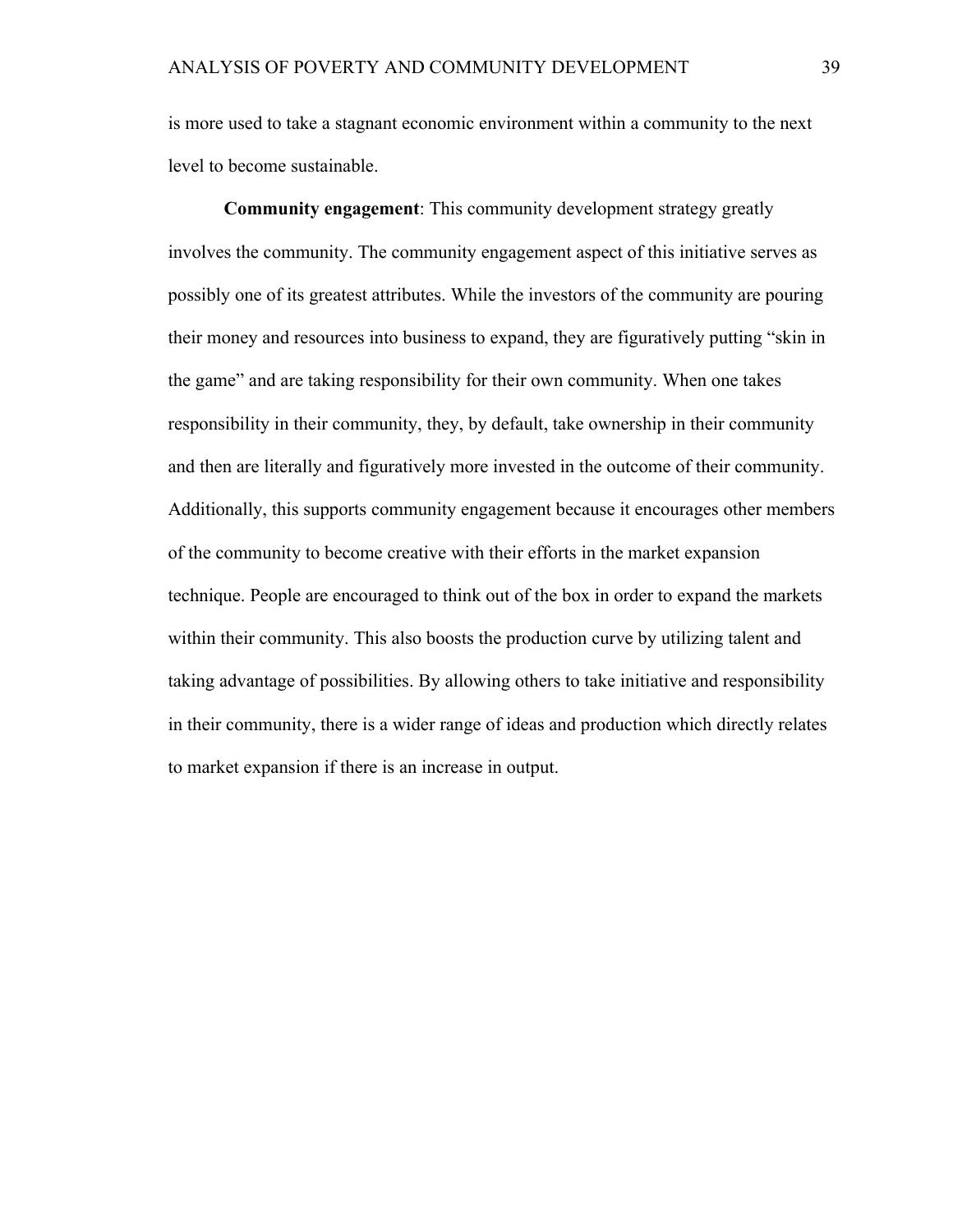is more used to take a stagnant economic environment within a community to the next level to become sustainable.

**Community engagement**: This community development strategy greatly involves the community. The community engagement aspect of this initiative serves as possibly one of its greatest attributes. While the investors of the community are pouring their money and resources into business to expand, they are figuratively putting "skin in the game" and are taking responsibility for their own community. When one takes responsibility in their community, they, by default, take ownership in their community and then are literally and figuratively more invested in the outcome of their community. Additionally, this supports community engagement because it encourages other members of the community to become creative with their efforts in the market expansion technique. People are encouraged to think out of the box in order to expand the markets within their community. This also boosts the production curve by utilizing talent and taking advantage of possibilities. By allowing others to take initiative and responsibility in their community, there is a wider range of ideas and production which directly relates to market expansion if there is an increase in output.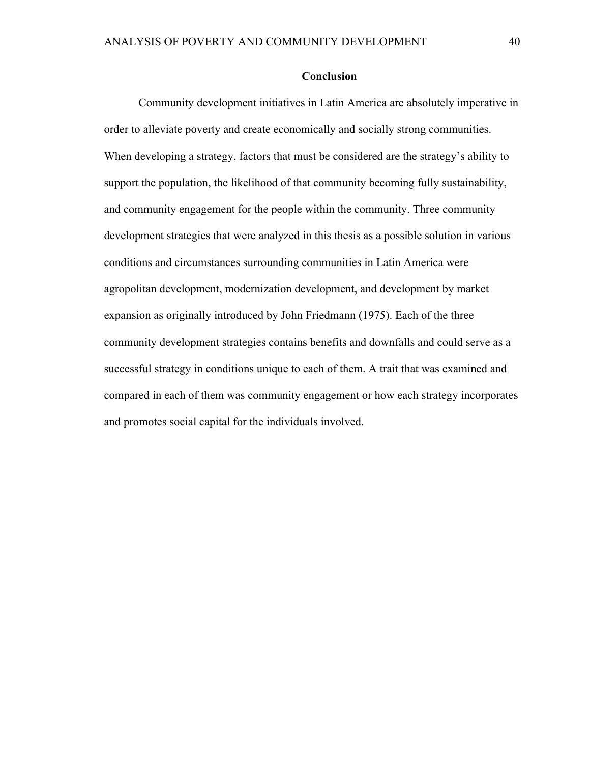## Conclusion

Community development initiatives in Latin America are absolutely imperative in order to alleviate poverty and create economically and socially strong communities. When developing a strategy, factors that must be considered are the strategy's ability to support the population, the likelihood of that community becoming fully sustainability, and community engagement for the people within the community. Three community development strategies that were analyzed in this thesis as a possible solution in various conditions and circumstances surrounding communities in Latin America were agropolitan development, modernization development, and development by market expansion as originally introduced by John Friedmann (1975). Each of the three community development strategies contains benefits and downfalls and could serve as a successful strategy in conditions unique to each of them. A trait that was examined and compared in each of them was community engagement or how each strategy incorporates and promotes social capital for the individuals involved.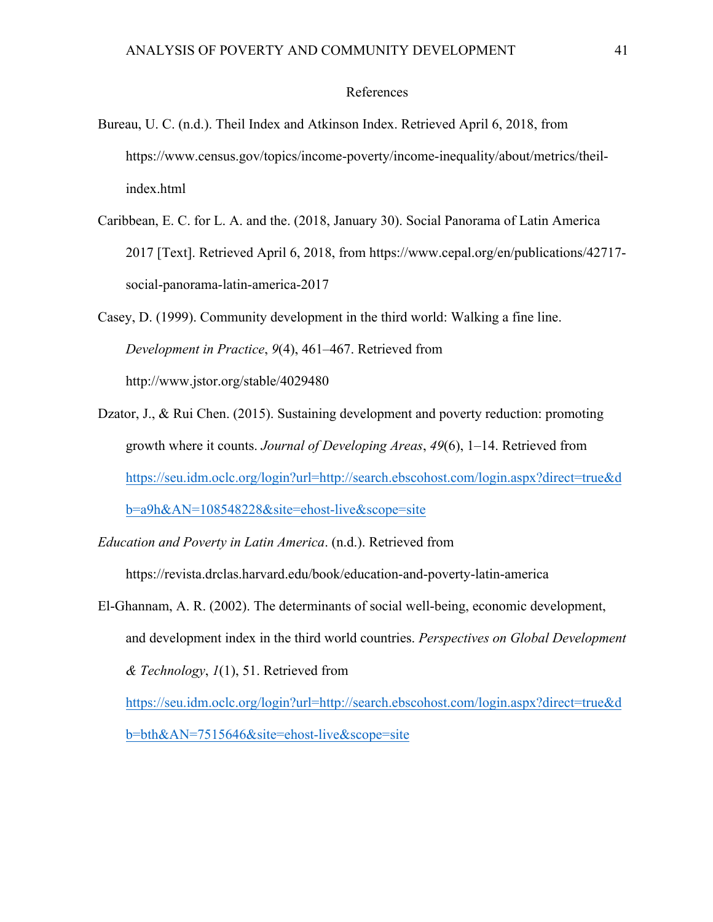# References

Bureau, U. C. (n.d.). Theil Index and Atkinson Index. Retrieved April 6, 2018, from https://www.census.gov/topics/income-poverty/income-inequality/about/metrics/theil-index.html

Caribbean, E. C. for L. A. and the. (2018, January 30). Social Panorama of Latin America 2017 [Text]. Retrieved April 6, 2018, from https://www.cepal.org/en/publications/42717-social-panorama-latin-america-2017

Casey, D. (1999). Community development in the third world: Walking a fine line. *Development in Practice*, *9*(4), 461–467. Retrieved from http://www.jstor.org/stable/4029480

Dzator, J., & Rui Chen. (2015). Sustaining development and poverty reduction: promoting growth where it counts. *Journal of Developing Areas*, *49*(6), 1–14. Retrieved from https://seu.idm.oclc.org/login?url=http://search.ebscohost.com/login.aspx?direct=true&db=a9h&AN=108548228&site=ehost-live&scope=site

*Education and Poverty in Latin America*. (n.d.). Retrieved from https://revista.drclas.harvard.edu/book/education-and-poverty-latin-america

El-Ghannam, A. R. (2002). The determinants of social well-being, economic development, and development index in the third world countries. *Perspectives on Global Development & Technology*, *1*(1), 51. Retrieved from https://seu.idm.oclc.org/login?url=http://search.ebscohost.com/login.aspx?direct=true&db=bth&AN=7515646&site=ehost-live&scope=site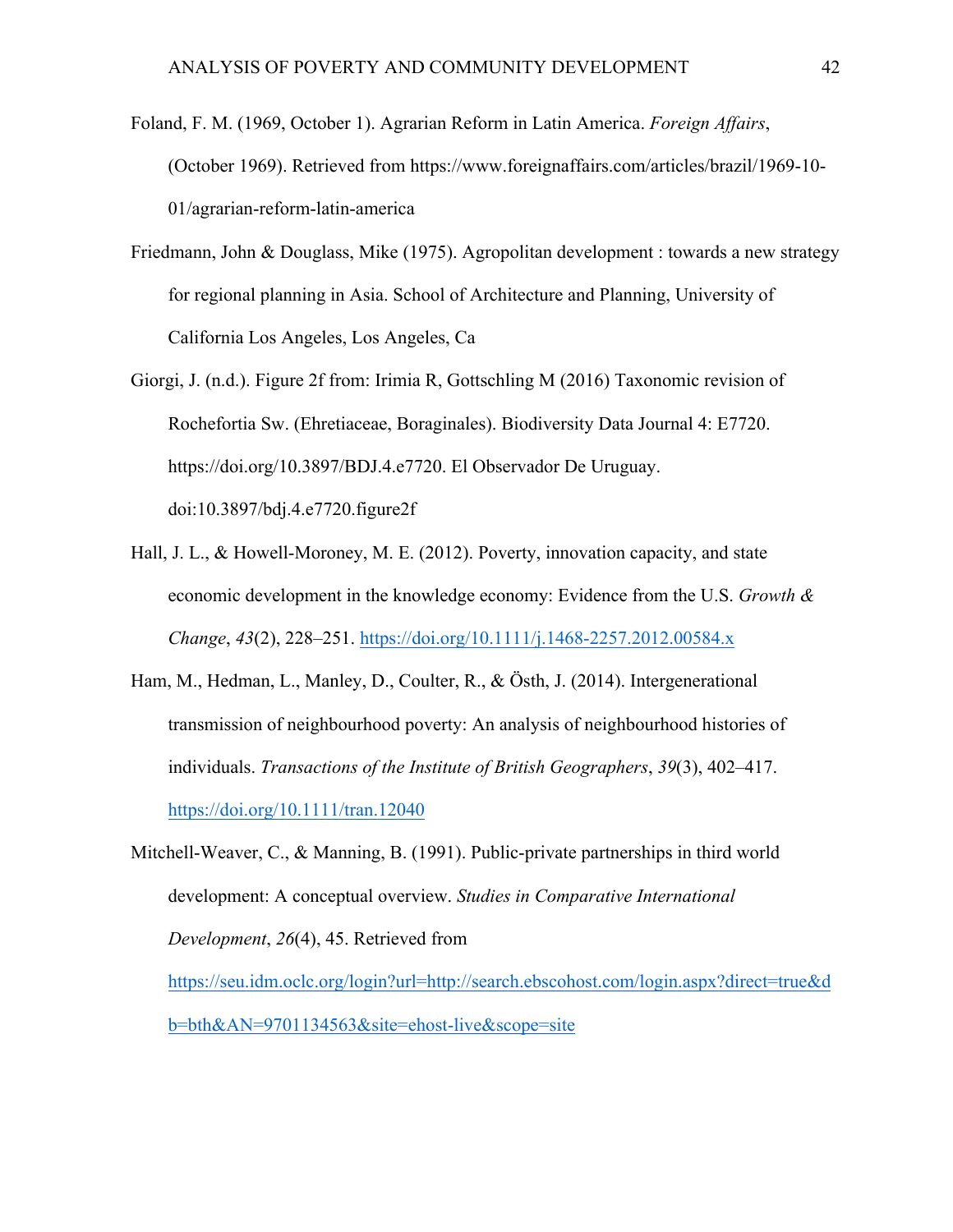Foland, F. M. (1969, October 1). Agrarian Reform in Latin America. *Foreign Affairs*, (October 1969). Retrieved from https://www.foreignaffairs.com/articles/brazil/1969-10-01/agrarian-reform-latin-america

Friedmann, John & Douglass, Mike (1975). Agropolitan development : towards a new strategy for regional planning in Asia. School of Architecture and Planning, University of California Los Angeles, Los Angeles, Ca

Giorgi, J. (n.d.). Figure 2f from: Irimia R, Gottschling M (2016) Taxonomic revision of Rochefortia Sw. (Ehretiaceae, Boraginales). Biodiversity Data Journal 4: E7720. https://doi.org/10.3897/BDJ.4.e7720. El Observador De Uruguay. doi:10.3897/bdj.4.e7720.figure2f

Hall, J. L., & Howell-Moroney, M. E. (2012). Poverty, innovation capacity, and state economic development in the knowledge economy: Evidence from the U.S. *Growth & Change*, *43*(2), 228–251. https://doi.org/10.1111/j.1468-2257.2012.00584.x

Ham, M., Hedman, L., Manley, D., Coulter, R., & Östh, J. (2014). Intergenerational transmission of neighbourhood poverty: An analysis of neighbourhood histories of individuals. *Transactions of the Institute of British Geographers*, *39*(3), 402–417. https://doi.org/10.1111/tran.12040

Mitchell-Weaver, C., & Manning, B. (1991). Public-private partnerships in third world development: A conceptual overview. *Studies in Comparative International Development*, *26*(4), 45. Retrieved from https://seu.idm.oclc.org/login?url=http://search.ebscohost.com/login.aspx?direct=true&db=bth&AN=9701134563&site=ehost-live&scope=site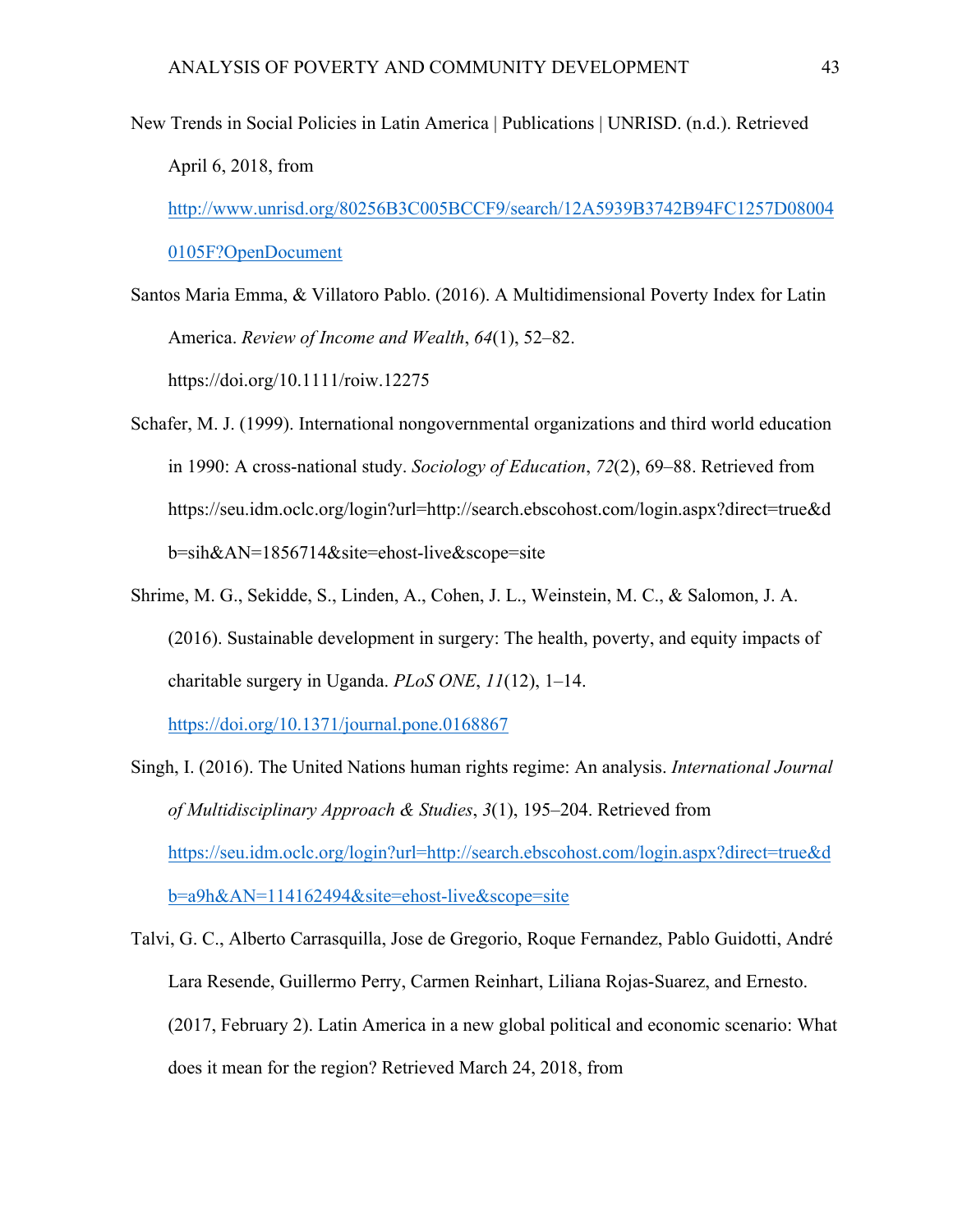New Trends in Social Policies in Latin America | Publications | UNRISD. (n.d.). Retrieved April 6, 2018, from http://www.unrisd.org/80256B3C005BCCF9/search/12A5939B3742B94FC1257D080040105F?OpenDocument

Santos Maria Emma, & Villatoro Pablo. (2016). A Multidimensional Poverty Index for Latin America. *Review of Income and Wealth*, *64*(1), 52–82. https://doi.org/10.1111/roiw.12275

Schafer, M. J. (1999). International nongovernmental organizations and third world education in 1990: A cross-national study. *Sociology of Education*, *72*(2), 69–88. Retrieved from https://seu.idm.oclc.org/login?url=http://search.ebscohost.com/login.aspx?direct=true&db=sih&AN=1856714&site=ehost-live&scope=site

Shrime, M. G., Sekidde, S., Linden, A., Cohen, J. L., Weinstein, M. C., & Salomon, J. A. (2016). Sustainable development in surgery: The health, poverty, and equity impacts of charitable surgery in Uganda. *PLoS ONE*, *11*(12), 1–14. https://doi.org/10.1371/journal.pone.0168867

Singh, I. (2016). The United Nations human rights regime: An analysis. *International Journal of Multidisciplinary Approach & Studies*, *3*(1), 195–204. Retrieved from https://seu.idm.oclc.org/login?url=http://search.ebscohost.com/login.aspx?direct=true&db=a9h&AN=114162494&site=ehost-live&scope=site

Talvi, G. C., Alberto Carrasquilla, Jose de Gregorio, Roque Fernandez, Pablo Guidotti, André Lara Resende, Guillermo Perry, Carmen Reinhart, Liliana Rojas-Suarez, and Ernesto. (2017, February 2). Latin America in a new global political and economic scenario: What does it mean for the region? Retrieved March 24, 2018, from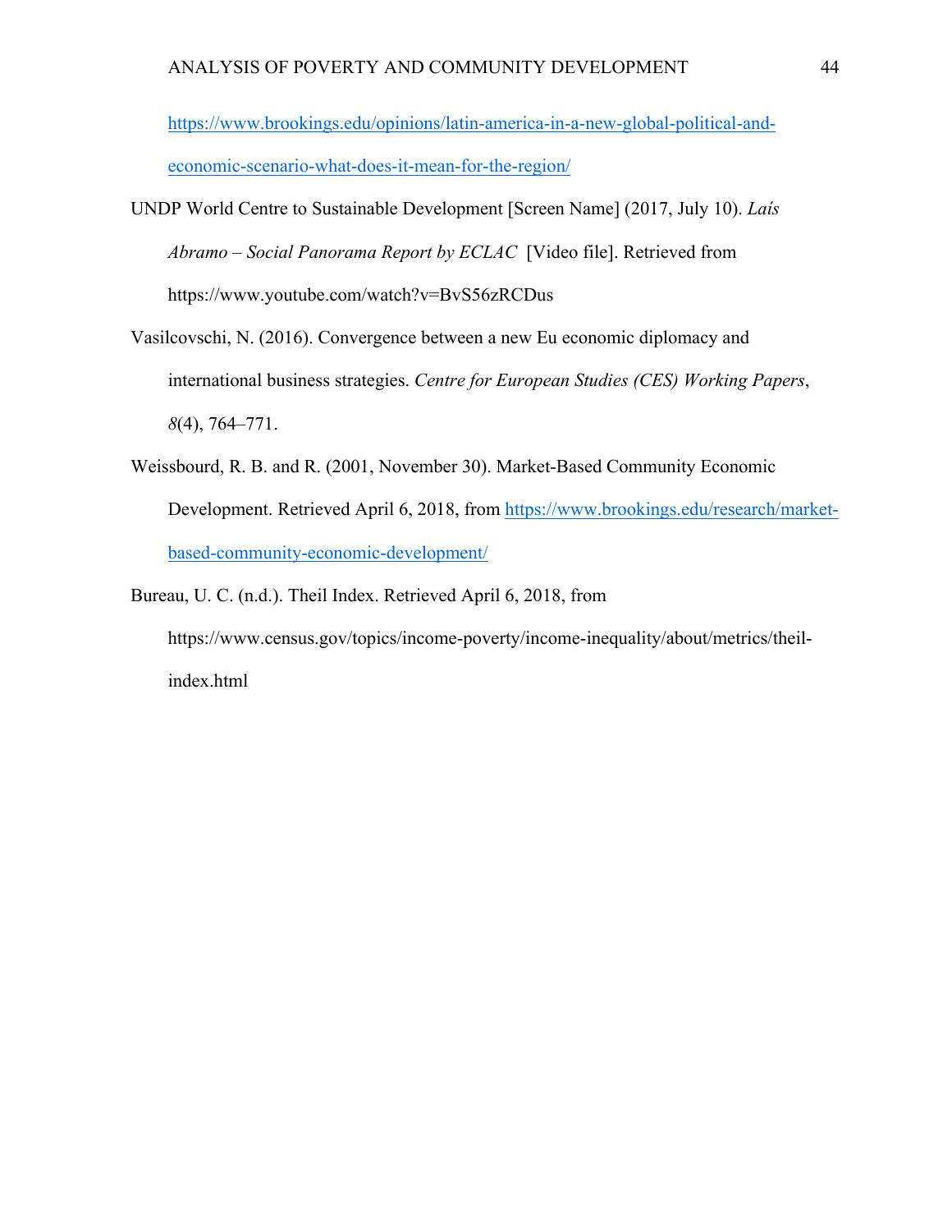https://www.brookings.edu/opinions/latin-america-in-a-new-global-political-and-economic-scenario-what-does-it-mean-for-the-region/

UNDP World Centre to Sustainable Development [Screen Name] (2017, July 10). *Laís Abramo – Social Panorama Report by ECLAC* [Video file]. Retrieved from https://www.youtube.com/watch?v=BvS56zRCDus

Vasilcovschi, N. (2016). Convergence between a new Eu economic diplomacy and international business strategies. *Centre for European Studies (CES) Working Papers*, *8*(4), 764–771.

Weissbourd, R. B. and R. (2001, November 30). Market-Based Community Economic Development. Retrieved April 6, 2018, from https://www.brookings.edu/research/market-based-community-economic-development/

Bureau, U. C. (n.d.). Theil Index. Retrieved April 6, 2018, from https://www.census.gov/topics/income-poverty/income-inequality/about/metrics/theil-index.html